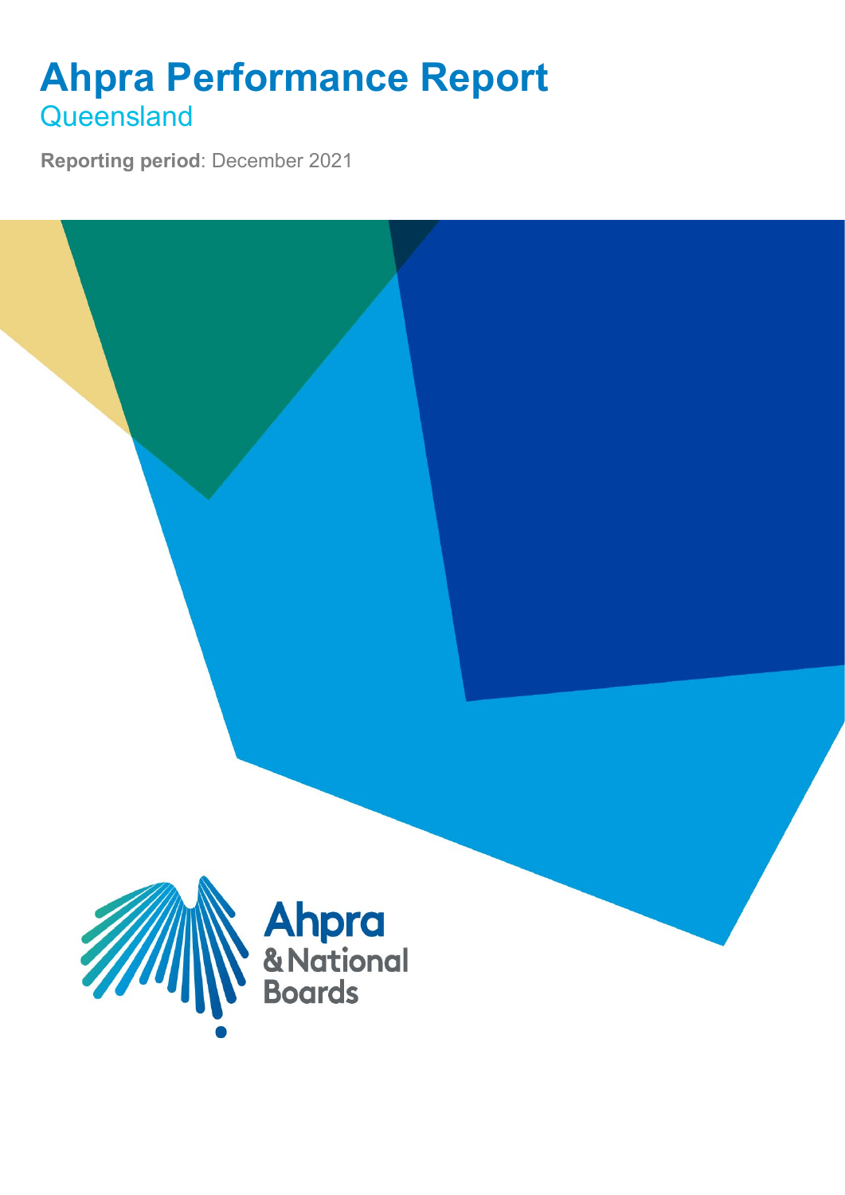# Ahpra Performance Report

## Queensland

**Reporting period**: December 2021

Ahpra
& National
Boards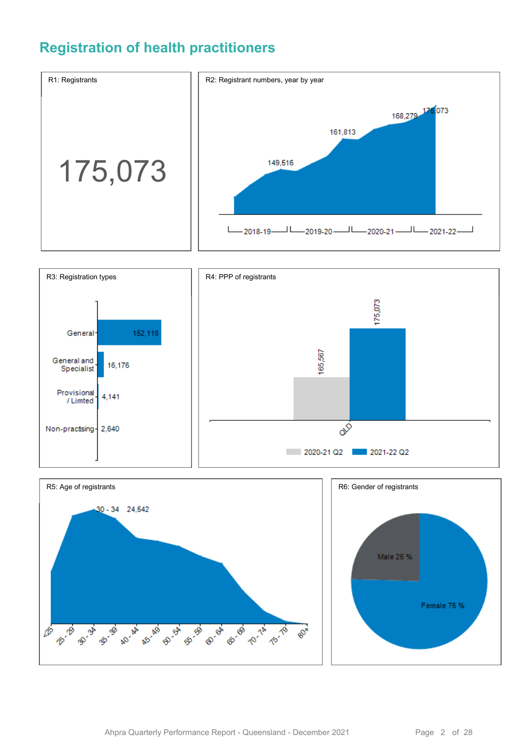# Registration of health practitioners

**R1: Registrants**

175,073

**R2: Registrant numbers, year by year**

149,516 — 161,813 — 168,279 — 175,073

2018-19 | 2019-20 | 2020-21 | 2021-22

**R3: Registration types**

| Registration type | Number |
| --- | --- |
| General | 152,116 |
| General and Specialist | 16,176 |
| Provisional / Limted | 4,141 |
| Non-practising | 2,640 |

**R4: PPP of registrants**

| | 2020-21 Q2 | 2021-22 Q2 |
| --- | --- | --- |
| QLD | 165,567 | 175,073 |

**R5: Age of registrants**

30 - 34 24,542

<25, 25 - 29, 30 - 34, 35 - 39, 40 - 44, 45 - 49, 50 - 54, 55 - 59, 60 - 64, 65 - 69, 70 - 74, 75 - 79, 80+

**R6: Gender of registrants**

Male 25 %

Female 75 %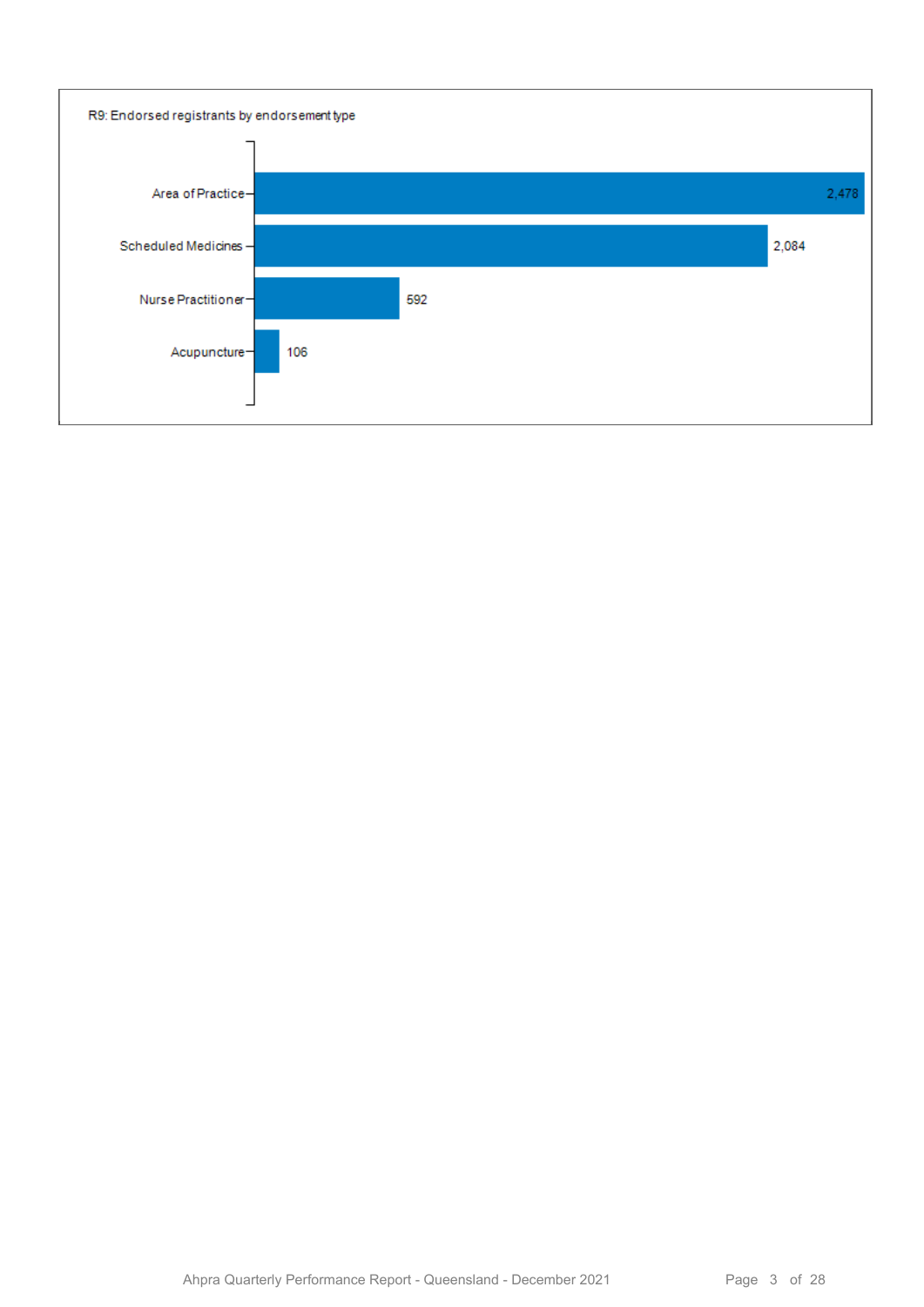R9: Endorsed registrants by endorsement type

| Endorsement type | Registrants |
| --- | --- |
| Area of Practice | 2,478 |
| Scheduled Medicines | 2,084 |
| Nurse Practitioner | 592 |
| Acupuncture | 106 |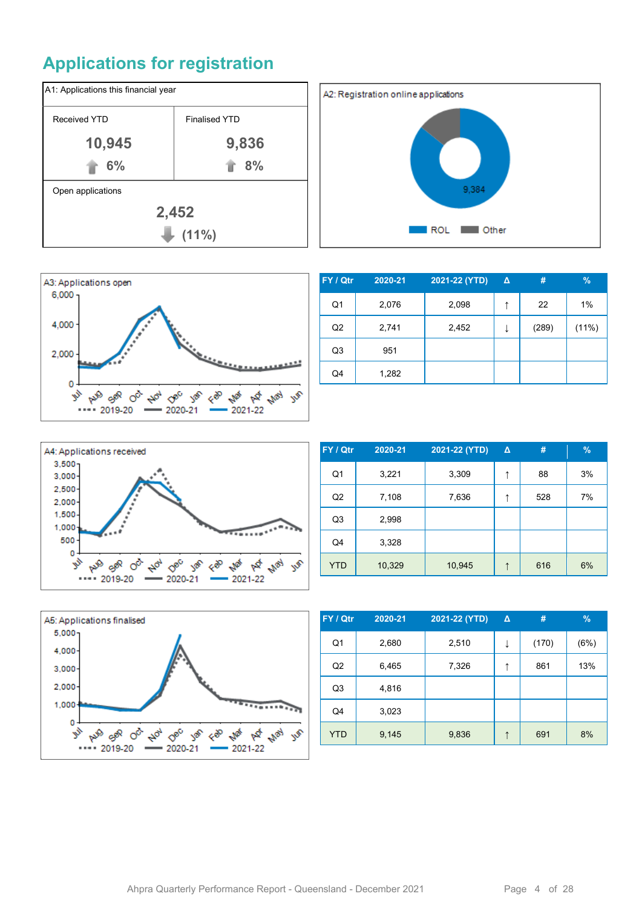# Applications for registration

A1: Applications this financial year

| Received YTD | Finalised YTD |
|---|---|
| 10,945 | 9,836 |
| ↑ 6% | ↑ 8% |

Open applications

2,452

↓ (11%)

A2: Registration online applications

9,384

ROL Other

A3: Applications open

| FY / Qtr | 2020-21 | 2021-22 (YTD) | Δ | # | % |
|---|---|---|---|---|---|
| Q1 | 2,076 | 2,098 | ↑ | 22 | 1% |
| Q2 | 2,741 | 2,452 | ↓ | (289) | (11%) |
| Q3 | 951 | | | | |
| Q4 | 1,282 | | | | |

A4: Applications received

| FY / Qtr | 2020-21 | 2021-22 (YTD) | Δ | # | % |
|---|---|---|---|---|---|
| Q1 | 3,221 | 3,309 | ↑ | 88 | 3% |
| Q2 | 7,108 | 7,636 | ↑ | 528 | 7% |
| Q3 | 2,998 | | | | |
| Q4 | 3,328 | | | | |
| YTD | 10,329 | 10,945 | ↑ | 616 | 6% |

A5: Applications finalised

| FY / Qtr | 2020-21 | 2021-22 (YTD) | Δ | # | % |
|---|---|---|---|---|---|
| Q1 | 2,680 | 2,510 | ↓ | (170) | (6%) |
| Q2 | 6,465 | 7,326 | ↑ | 861 | 13% |
| Q3 | 4,816 | | | | |
| Q4 | 3,023 | | | | |
| YTD | 9,145 | 9,836 | ↑ | 691 | 8% |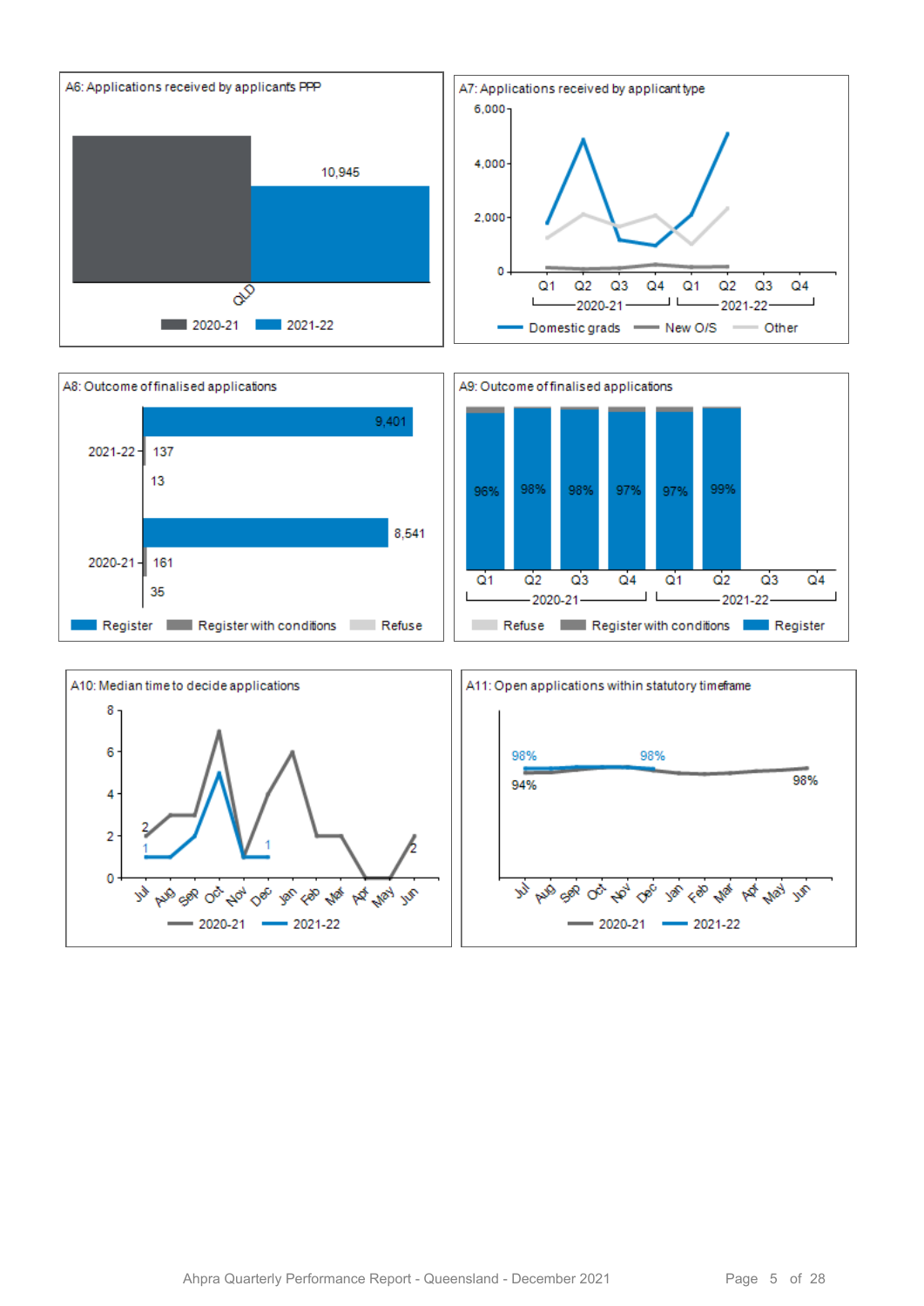A6: Applications received by applicants PPP

QLD: 10,945 (2021-22)

Legend: 2020-21, 2021-22

A7: Applications received by applicant type

Y-axis: 0, 2,000, 4,000, 6,000

X-axis: Q1, Q2, Q3, Q4 (2020-21); Q1, Q2, Q3, Q4 (2021-22)

Legend: Domestic grads, New O/S, Other

A8: Outcome of finalised applications

| | Register | Register with conditions | Refuse |
|---|---|---|---|
| 2021-22 | 9,401 | 137 | 13 |
| 2020-21 | 8,541 | 161 | 35 |

A9: Outcome of finalised applications

| | Q1 2020-21 | Q2 2020-21 | Q3 2020-21 | Q4 2020-21 | Q1 2021-22 | Q2 2021-22 | Q3 2021-22 | Q4 2021-22 |
|---|---|---|---|---|---|---|---|---|
| Register | 96% | 98% | 98% | 97% | 97% | 99% | | |

Legend: Refuse, Register with conditions, Register

A10: Median time to decide applications

Y-axis: 0, 2, 4, 6, 8

X-axis: Jul, Aug, Sep, Oct, Nov, Dec, Jan, Feb, Mar, Apr, May, Jun

Labels: 2020-21: 2 (Jul), 2 (Jun); 2021-22: 1 (Jul), 1 (Dec)

Legend: 2020-21, 2021-22

A11: Open applications within statutory timeframe

X-axis: Jul, Aug, Sep, Oct, Nov, Dec, Jan, Feb, Mar, Apr, May, Jun

Labels: 2021-22: 98% (Jul), 98% (Dec); 2020-21: 94% (Jul), 98% (Jun)

Legend: 2020-21, 2021-22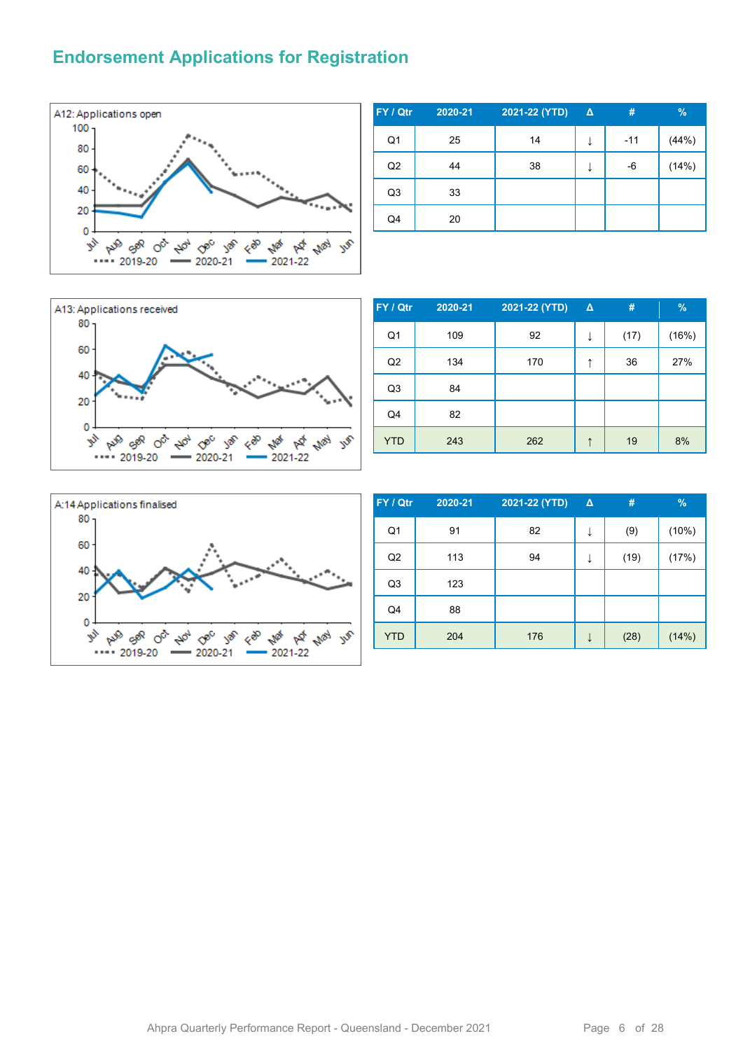## Endorsement Applications for Registration

A12: Applications open

| FY / Qtr | 2020-21 | 2021-22 (YTD) | Δ | # | % |
|---|---|---|---|---|---|
| Q1 | 25 | 14 | ↓ | -11 | (44%) |
| Q2 | 44 | 38 | ↓ | -6 | (14%) |
| Q3 | 33 | | | | |
| Q4 | 20 | | | | |

A13: Applications received

| FY / Qtr | 2020-21 | 2021-22 (YTD) | Δ | # | % |
|---|---|---|---|---|---|
| Q1 | 109 | 92 | ↓ | (17) | (16%) |
| Q2 | 134 | 170 | ↑ | 36 | 27% |
| Q3 | 84 | | | | |
| Q4 | 82 | | | | |
| YTD | 243 | 262 | ↑ | 19 | 8% |

A:14 Applications finalised

| FY / Qtr | 2020-21 | 2021-22 (YTD) | Δ | # | % |
|---|---|---|---|---|---|
| Q1 | 91 | 82 | ↓ | (9) | (10%) |
| Q2 | 113 | 94 | ↓ | (19) | (17%) |
| Q3 | 123 | | | | |
| Q4 | 88 | | | | |
| YTD | 204 | 176 | ↓ | (28) | (14%) |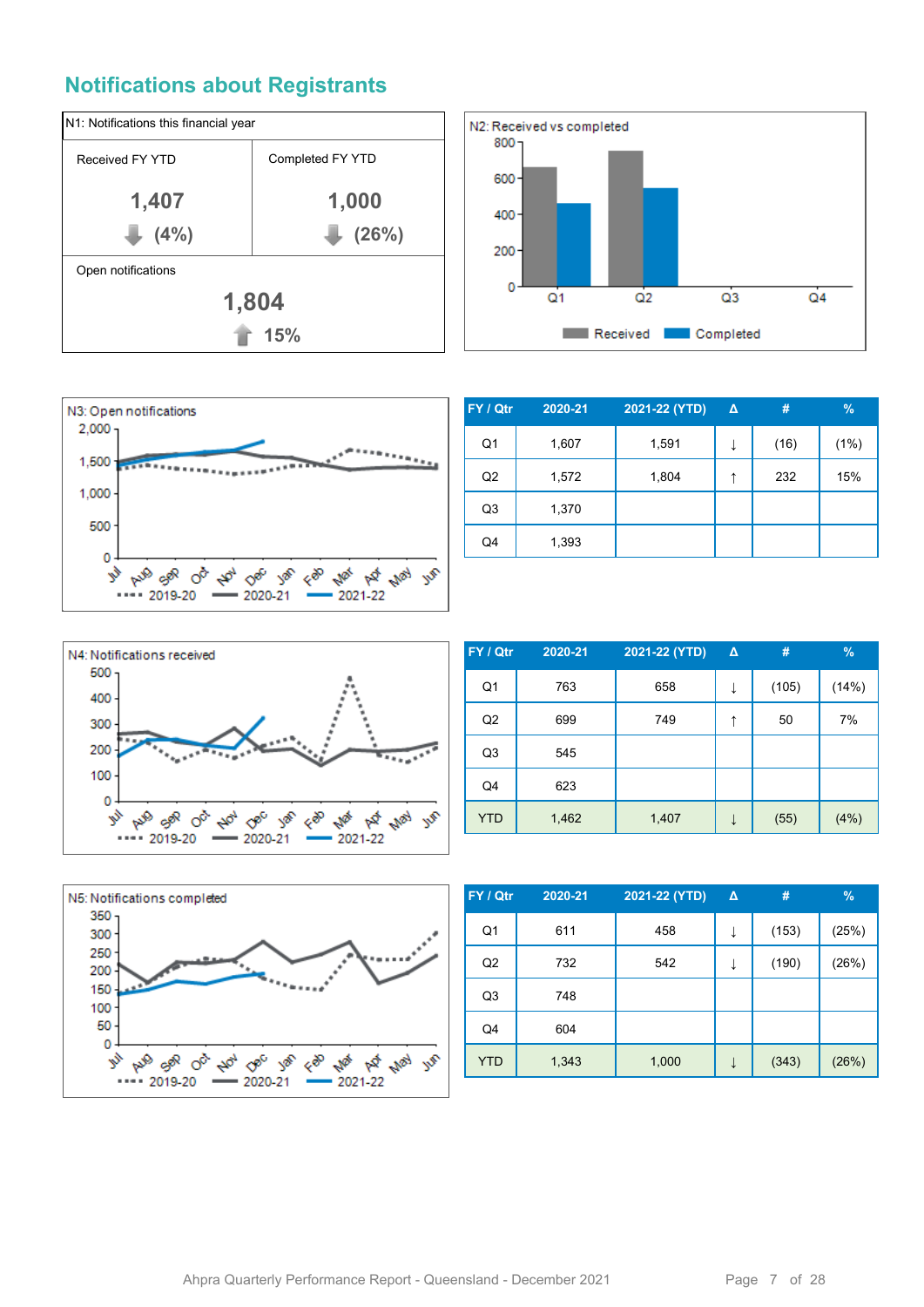## Notifications about Registrants

| N1: Notifications this financial year | |
|---|---|
| Received FY YTD | Completed FY YTD |
| **1,407** | **1,000** |
| **(4%)** ↓ | **(26%)** ↓ |
| Open notifications | |
| **1,804** | |
| ↑ **15%** | |

N2: Received vs completed

Received / Completed

N3: Open notifications

2019-20 / 2020-21 / 2021-22

| FY / Qtr | 2020-21 | 2021-22 (YTD) | Δ | # | % |
|---|---|---|---|---|---|
| Q1 | 1,607 | 1,591 | ↓ | (16) | (1%) |
| Q2 | 1,572 | 1,804 | ↑ | 232 | 15% |
| Q3 | 1,370 | | | | |
| Q4 | 1,393 | | | | |

N4: Notifications received

2019-20 / 2020-21 / 2021-22

| FY / Qtr | 2020-21 | 2021-22 (YTD) | Δ | # | % |
|---|---|---|---|---|---|
| Q1 | 763 | 658 | ↓ | (105) | (14%) |
| Q2 | 699 | 749 | ↑ | 50 | 7% |
| Q3 | 545 | | | | |
| Q4 | 623 | | | | |
| YTD | 1,462 | 1,407 | ↓ | (55) | (4%) |

N5: Notifications completed

2019-20 / 2020-21 / 2021-22

| FY / Qtr | 2020-21 | 2021-22 (YTD) | Δ | # | % |
|---|---|---|---|---|---|
| Q1 | 611 | 458 | ↓ | (153) | (25%) |
| Q2 | 732 | 542 | ↓ | (190) | (26%) |
| Q3 | 748 | | | | |
| Q4 | 604 | | | | |
| YTD | 1,343 | 1,000 | ↓ | (343) | (26%) |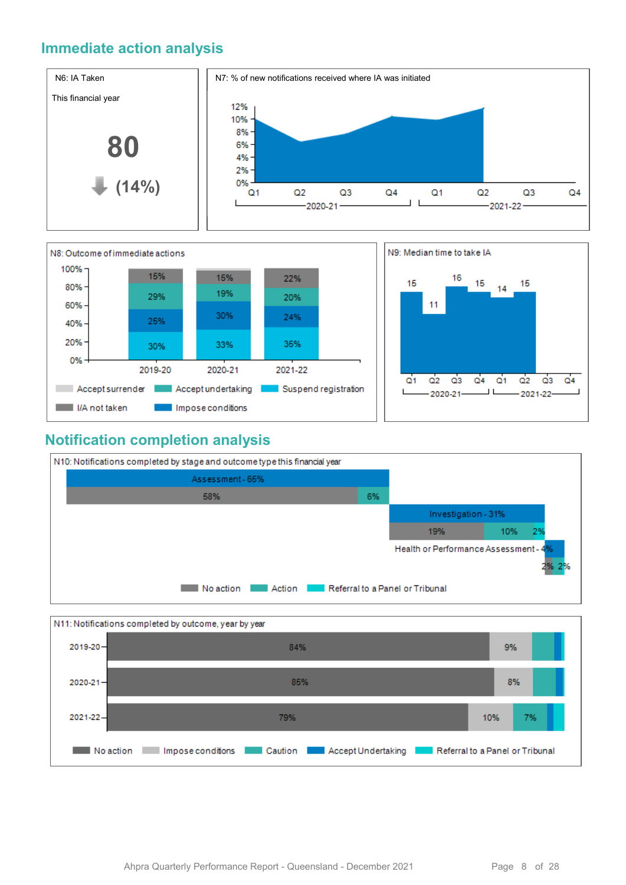## Immediate action analysis

**N6: IA Taken**

This financial year

**80**

**(14%)** ↓

**N7: % of new notifications received where IA was initiated**

| | 2020-21 Q1 | 2020-21 Q2 | 2020-21 Q3 | 2020-21 Q4 | 2021-22 Q1 | 2021-22 Q2 | 2021-22 Q3 | 2021-22 Q4 |
|---|---|---|---|---|---|---|---|---|

**N8: Outcome of immediate actions**

| | 2019-20 | 2020-21 | 2021-22 |
|---|---|---|---|
| I/A not taken | 15% | 15% | 22% |
| Accept undertaking | 29% | 19% | 20% |
| Impose conditions | 25% | 30% | 24% |
| Suspend registration | 30% | 33% | 35% |
| Accept surrender | | | |

**N9: Median time to take IA**

| | 2020-21 Q1 | 2020-21 Q2 | 2020-21 Q3 | 2020-21 Q4 | 2021-22 Q1 | 2021-22 Q2 | 2021-22 Q3 | 2021-22 Q4 |
|---|---|---|---|---|---|---|---|---|
| Median time | 15 | 11 | 16 | 15 | 14 | 15 | | |

## Notification completion analysis

**N10: Notifications completed by stage and outcome type this financial year**

| Stage | No action | Action | Referral to a Panel or Tribunal |
|---|---|---|---|
| Assessment - 65% | 58% | 6% | |
| Investigation - 31% | 19% | 10% | 2% |
| Health or Performance Assessment - 4% | 2% | 2% | |

**N11: Notifications completed by outcome, year by year**

| | No action | Impose conditions | Caution | Accept Undertaking | Referral to a Panel or Tribunal |
|---|---|---|---|---|---|
| 2019-20 | 84% | 9% | | | |
| 2020-21 | 85% | 8% | | | |
| 2021-22 | 79% | 10% | 7% | | |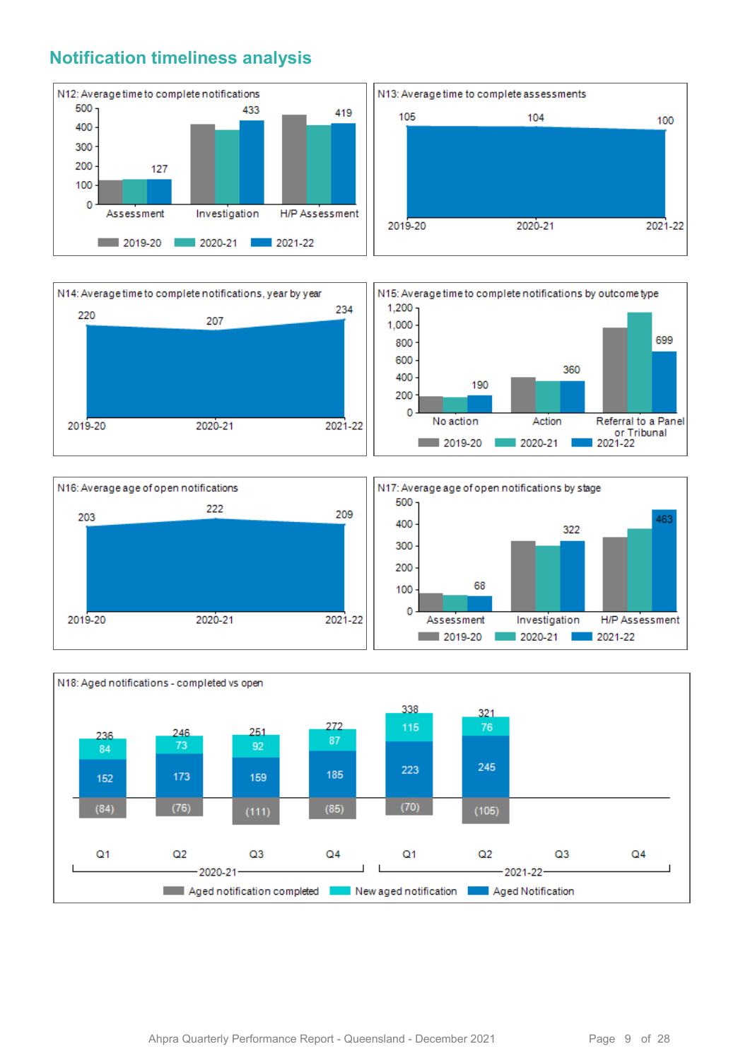## Notification timeliness analysis

N12: Average time to complete notifications

| | 2019-20 | 2020-21 | 2021-22 |
|---|---|---|---|
| Assessment | | | 127 |
| Investigation | | | 433 |
| H/P Assessment | | | 419 |

N13: Average time to complete assessments

| 2019-20 | 2020-21 | 2021-22 |
|---|---|---|
| 105 | 104 | 100 |

N14: Average time to complete notifications, year by year

| 2019-20 | 2020-21 | 2021-22 |
|---|---|---|
| 220 | 207 | 234 |

N15: Average time to complete notifications by outcome type

| | 2019-20 | 2020-21 | 2021-22 |
|---|---|---|---|
| No action | | | 190 |
| Action | | | 360 |
| Referral to a Panel or Tribunal | | | 699 |

N16: Average age of open notifications

| 2019-20 | 2020-21 | 2021-22 |
|---|---|---|
| 203 | 222 | 209 |

N17: Average age of open notifications by stage

| | 2019-20 | 2020-21 | 2021-22 |
|---|---|---|---|
| Assessment | | | 68 |
| Investigation | | | 322 |
| H/P Assessment | | | 463 |

N18: Aged notifications - completed vs open

| | 2020-21 Q1 | 2020-21 Q2 | 2020-21 Q3 | 2020-21 Q4 | 2021-22 Q1 | 2021-22 Q2 | 2021-22 Q3 | 2021-22 Q4 |
|---|---|---|---|---|---|---|---|---|
| Total | 236 | 246 | 251 | 272 | 338 | 321 | | |
| New aged notification | 84 | 73 | 92 | 87 | 115 | 76 | | |
| Aged Notification | 152 | 173 | 159 | 185 | 223 | 245 | | |
| Aged notification completed | (84) | (76) | (111) | (85) | (70) | (105) | | |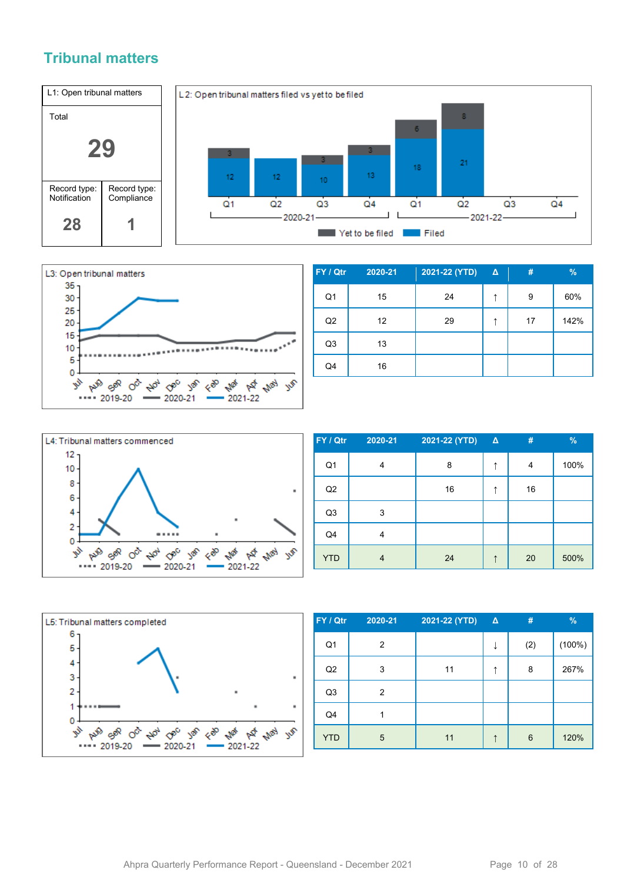## Tribunal matters

| L1: Open tribunal matters | |
|---|---|
| Total | |
| 29 | |
| Record type: Notification | Record type: Compliance |
| 28 | 1 |

L2: Open tribunal matters filed vs yet to be filed

L3: Open tribunal matters

| FY / Qtr | 2020-21 | 2021-22 (YTD) | Δ | # | % |
|---|---|---|---|---|---|
| Q1 | 15 | 24 | ↑ | 9 | 60% |
| Q2 | 12 | 29 | ↑ | 17 | 142% |
| Q3 | 13 | | | | |
| Q4 | 16 | | | | |

L4: Tribunal matters commenced

| FY / Qtr | 2020-21 | 2021-22 (YTD) | Δ | # | % |
|---|---|---|---|---|---|
| Q1 | 4 | 8 | ↑ | 4 | 100% |
| Q2 | | 16 | ↑ | 16 | |
| Q3 | 3 | | | | |
| Q4 | 4 | | | | |
| YTD | 4 | 24 | ↑ | 20 | 500% |

L5: Tribunal matters completed

| FY / Qtr | 2020-21 | 2021-22 (YTD) | Δ | # | % |
|---|---|---|---|---|---|
| Q1 | 2 | | ↓ | (2) | (100%) |
| Q2 | 3 | 11 | ↑ | 8 | 267% |
| Q3 | 2 | | | | |
| Q4 | 1 | | | | |
| YTD | 5 | 11 | ↑ | 6 | 120% |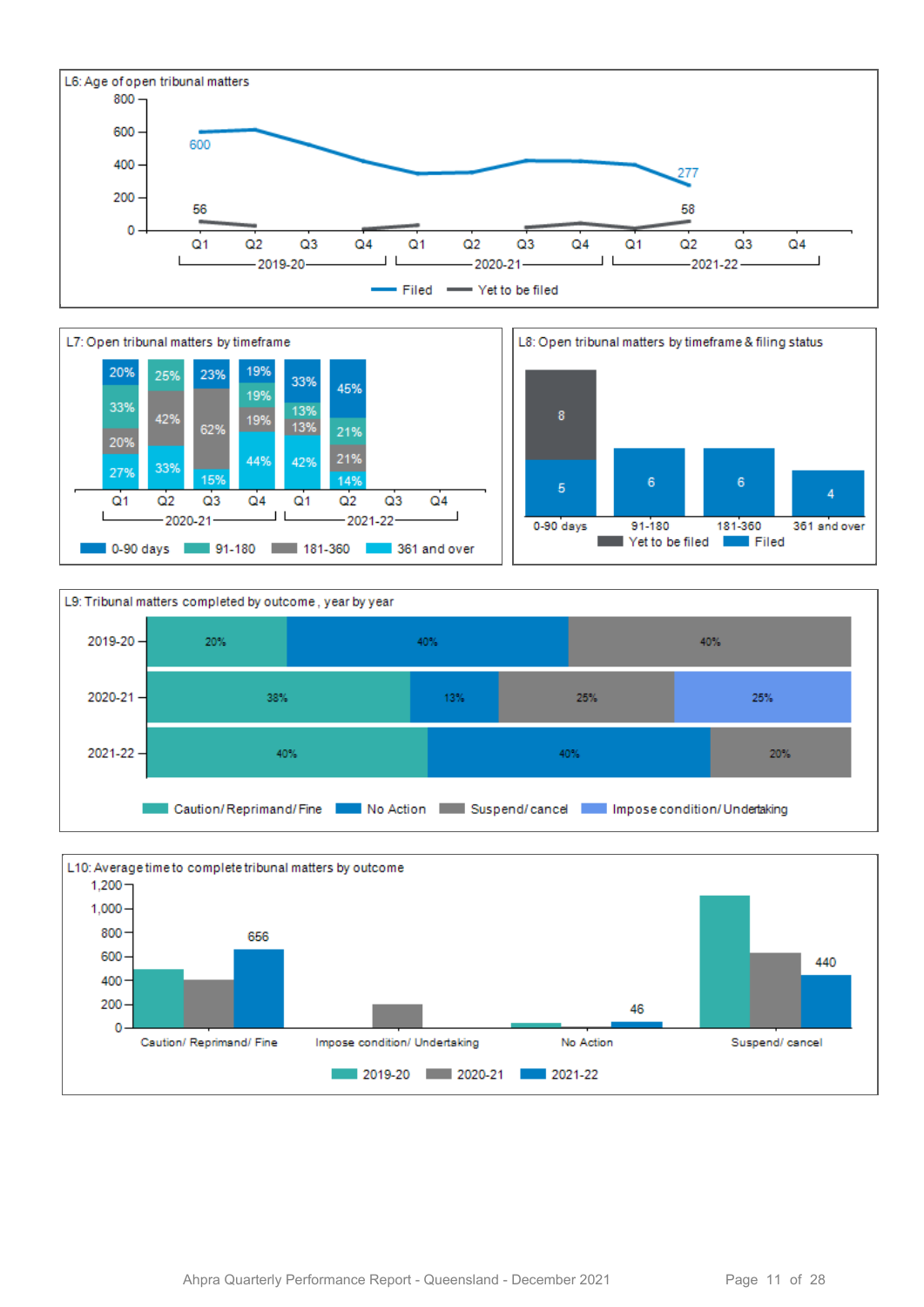L6: Age of open tribunal matters

| | 2019-20 Q1 | 2019-20 Q2 | 2019-20 Q3 | 2019-20 Q4 | 2020-21 Q1 | 2020-21 Q2 | 2020-21 Q3 | 2020-21 Q4 | 2021-22 Q1 | 2021-22 Q2 | 2021-22 Q3 | 2021-22 Q4 |
|---|---|---|---|---|---|---|---|---|---|---|---|---|
| Filed | 600 | | | | | | | | | 277 | | |
| Yet to be filed | 56 | | | | | | | | | 58 | | |

L7: Open tribunal matters by timeframe

| | 2020-21 Q1 | 2020-21 Q2 | 2020-21 Q3 | 2020-21 Q4 | 2021-22 Q1 | 2021-22 Q2 | 2021-22 Q3 | 2021-22 Q4 |
|---|---|---|---|---|---|---|---|---|
| 0-90 days | 20% | | | 19% | 33% | 45% | | |
| 91-180 | 33% | 25% | 23% | 19% | 13% | 21% | | |
| 181-360 | 20% | 42% | 62% | 19% | 13% | 21% | | |
| 361 and over | 27% | 33% | 15% | 44% | 42% | 14% | | |

L8: Open tribunal matters by timeframe & filing status

| | 0-90 days | 91-180 | 181-360 | 361 and over |
|---|---|---|---|---|
| Yet to be filed | 8 | | | |
| Filed | 5 | 6 | 6 | 4 |

L9: Tribunal matters completed by outcome, year by year

| | Caution/ Reprimand/ Fine | No Action | Suspend/ cancel | Impose condition/ Undertaking |
|---|---|---|---|---|
| 2019-20 | 20% | 40% | 40% | |
| 2020-21 | 38% | 13% | 25% | 25% |
| 2021-22 | 40% | 40% | 20% | |

L10: Average time to complete tribunal matters by outcome

| | 2019-20 | 2020-21 | 2021-22 |
|---|---|---|---|
| Caution/ Reprimand/ Fine | | | 656 |
| Impose condition/ Undertaking | | | |
| No Action | | | 46 |
| Suspend/ cancel | | | 440 |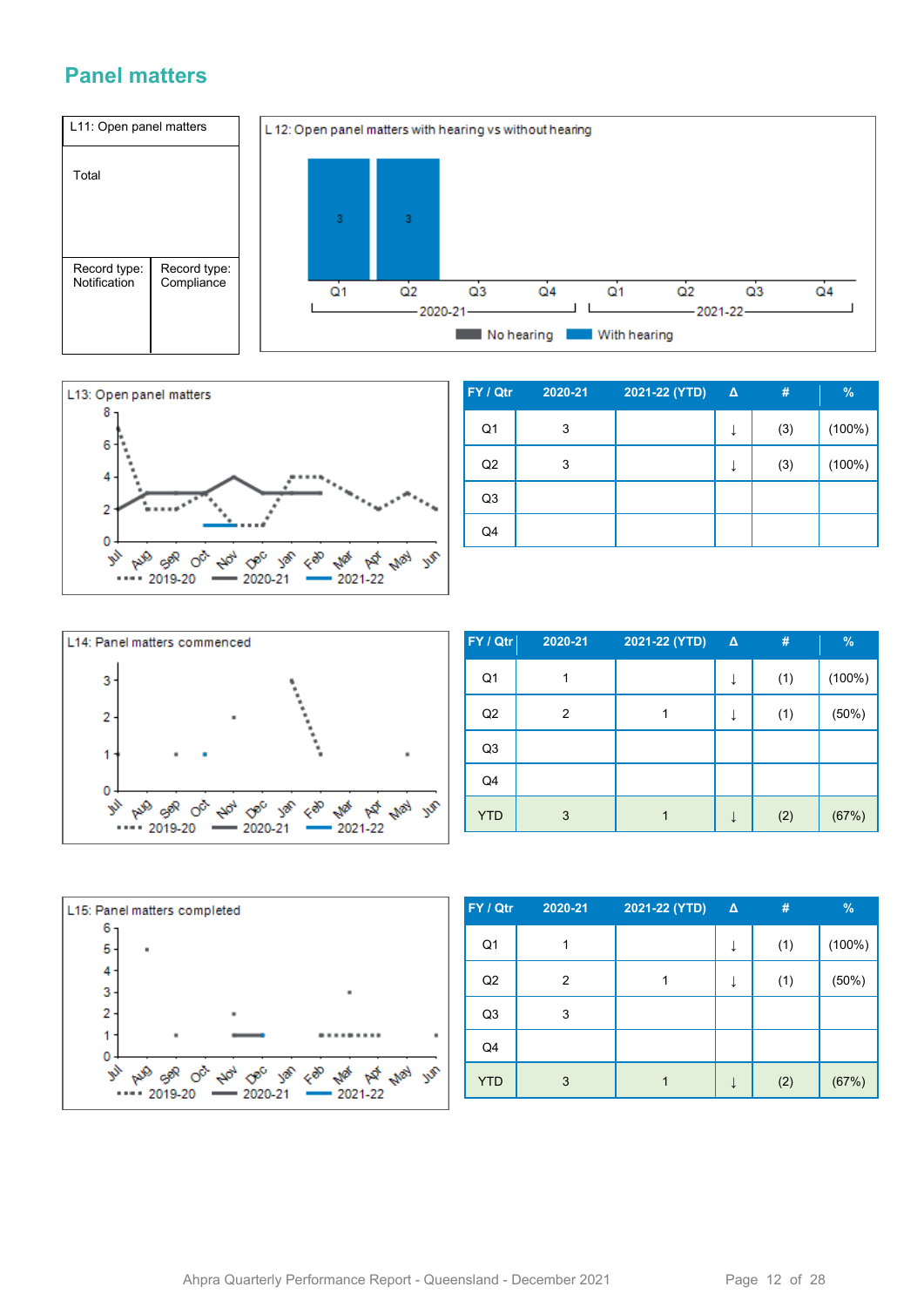## Panel matters

| L11: Open panel matters | |
|---|---|
| Total | |
| Record type: Notification | Record type: Compliance |

L 12: Open panel matters with hearing vs without hearing

L13: Open panel matters

| FY / Qtr | 2020-21 | 2021-22 (YTD) | Δ | # | % |
|---|---|---|---|---|---|
| Q1 | 3 | | ↓ | (3) | (100%) |
| Q2 | 3 | | ↓ | (3) | (100%) |
| Q3 | | | | | |
| Q4 | | | | | |

L14: Panel matters commenced

| FY / Qtr | 2020-21 | 2021-22 (YTD) | Δ | # | % |
|---|---|---|---|---|---|
| Q1 | 1 | | ↓ | (1) | (100%) |
| Q2 | 2 | 1 | ↓ | (1) | (50%) |
| Q3 | | | | | |
| Q4 | | | | | |
| YTD | 3 | 1 | ↓ | (2) | (67%) |

L15: Panel matters completed

| FY / Qtr | 2020-21 | 2021-22 (YTD) | Δ | # | % |
|---|---|---|---|---|---|
| Q1 | 1 | | ↓ | (1) | (100%) |
| Q2 | 2 | 1 | ↓ | (1) | (50%) |
| Q3 | 3 | | | | |
| Q4 | | | | | |
| YTD | 3 | 1 | ↓ | (2) | (67%) |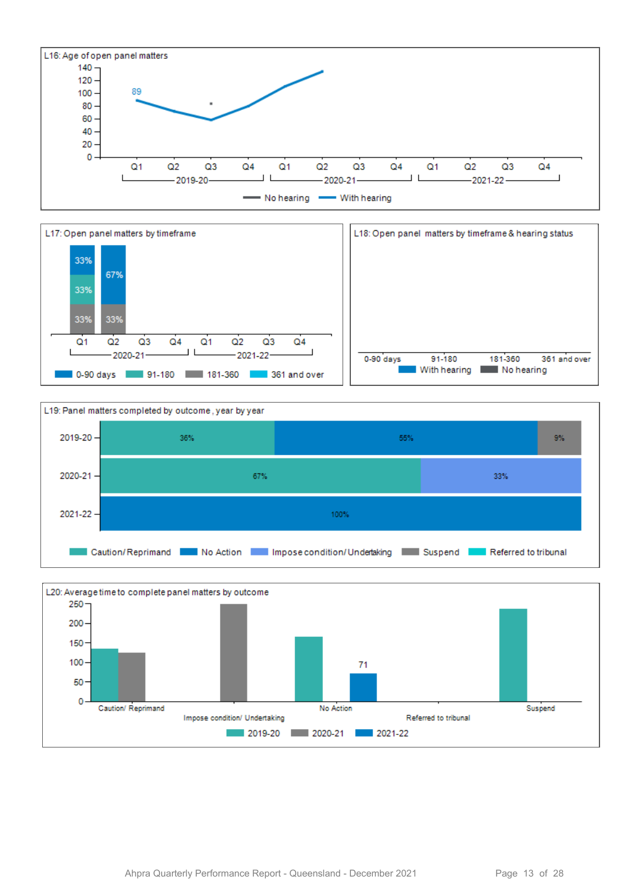L16: Age of open panel matters

140
120
100
80
60
40
20
0

89

Q1 Q2 Q3 Q4 Q1 Q2 Q3 Q4 Q1 Q2 Q3 Q4
2019-20 2020-21 2021-22

No hearing With hearing

L17: Open panel matters by timeframe

| | Q1 | Q2 |
|---|---|---|
| | 33% | 67% |
| | 33% | |
| | 33% | 33% |

Q1 Q2 Q3 Q4 Q1 Q2 Q3 Q4
2020-21 2021-22

0-90 days 91-180 181-360 361 and over

L18: Open panel matters by timeframe & hearing status

0-90 days 91-180 181-360 361 and over

With hearing No hearing

L19: Panel matters completed by outcome, year by year

| Year | Caution/ Reprimand | No Action | Impose condition/ Undertaking | Suspend | Referred to tribunal |
|---|---|---|---|---|---|
| 2019-20 | 36% | 55% | | 9% | |
| 2020-21 | 67% | | 33% | | |
| 2021-22 | | 100% | | | |

L20: Average time to complete panel matters by outcome

250
200
150
100
50
0

71

Caution/ Reprimand, Impose condition/ Undertaking, No Action, Referred to tribunal, Suspend

2019-20 2020-21 2021-22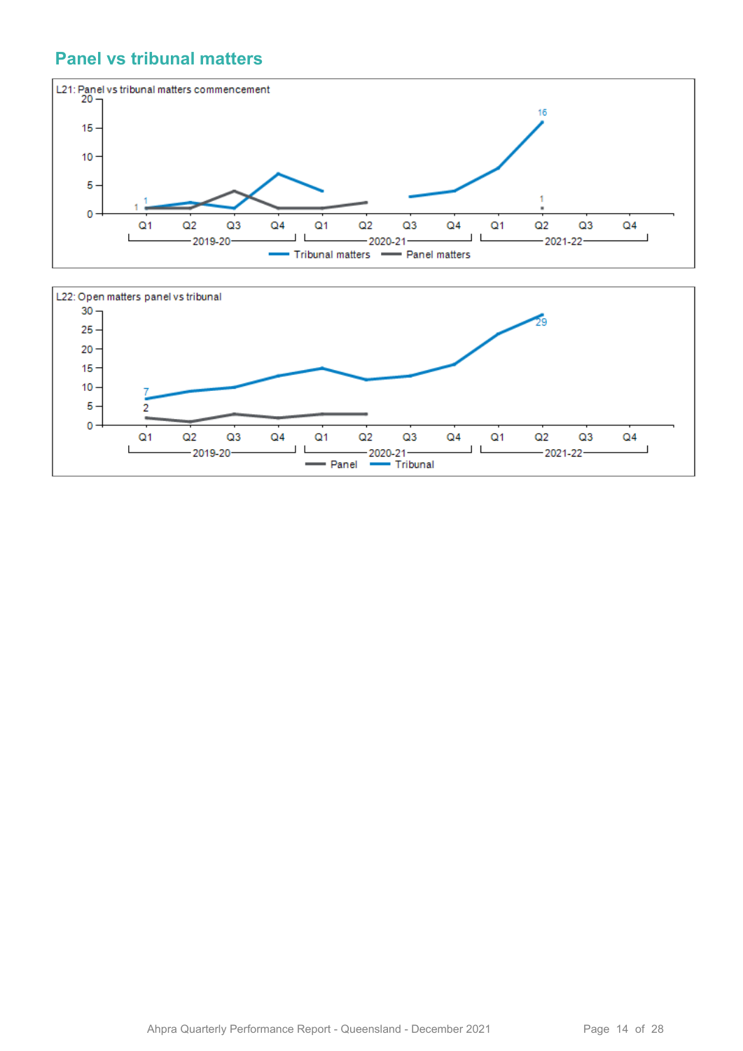## Panel vs tribunal matters

L21: Panel vs tribunal matters commencement

L22: Open matters panel vs tribunal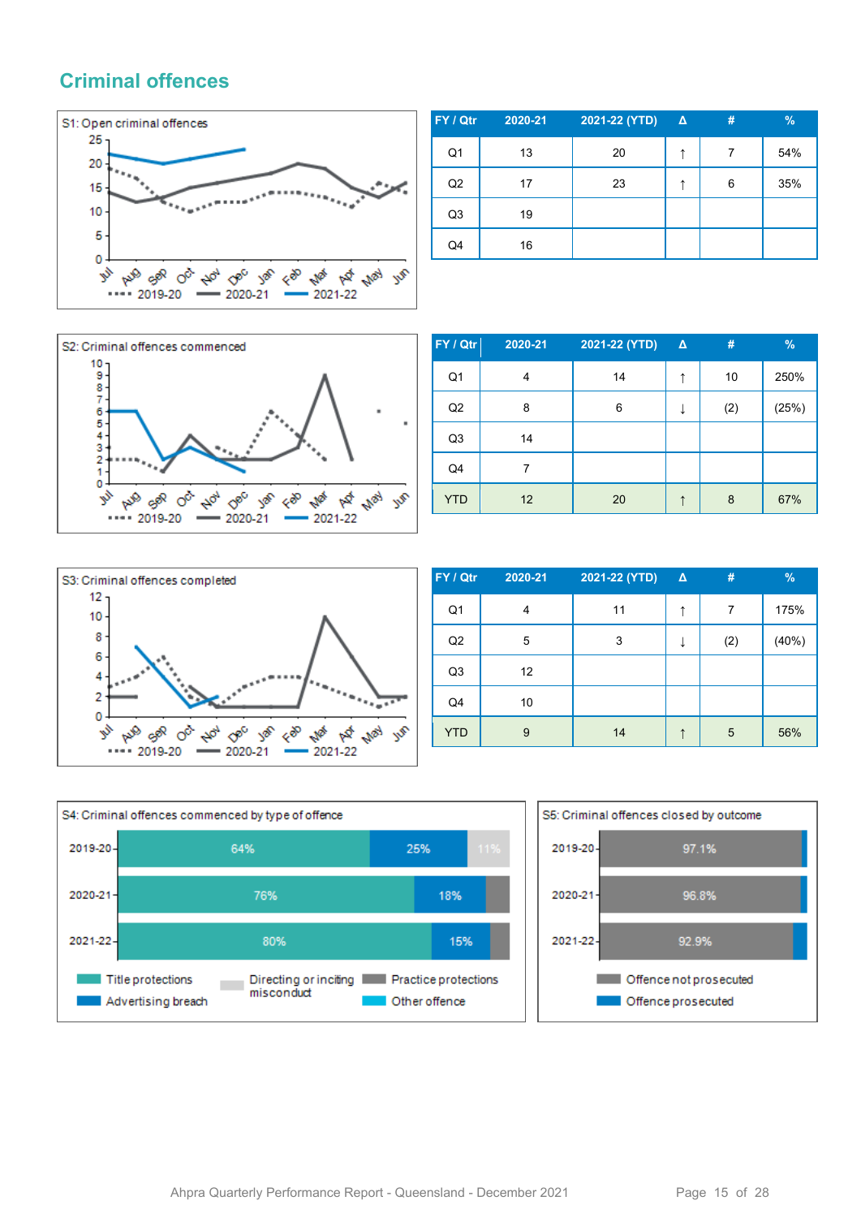## Criminal offences

S1: Open criminal offences

| FY / Qtr | 2020-21 | 2021-22 (YTD) | Δ | # | % |
|---|---|---|---|---|---|
| Q1 | 13 | 20 | ↑ | 7 | 54% |
| Q2 | 17 | 23 | ↑ | 6 | 35% |
| Q3 | 19 | | | | |
| Q4 | 16 | | | | |

S2: Criminal offences commenced

| FY / Qtr | 2020-21 | 2021-22 (YTD) | Δ | # | % |
|---|---|---|---|---|---|
| Q1 | 4 | 14 | ↑ | 10 | 250% |
| Q2 | 8 | 6 | ↓ | (2) | (25%) |
| Q3 | 14 | | | | |
| Q4 | 7 | | | | |
| YTD | 12 | 20 | ↑ | 8 | 67% |

S3: Criminal offences completed

| FY / Qtr | 2020-21 | 2021-22 (YTD) | Δ | # | % |
|---|---|---|---|---|---|
| Q1 | 4 | 11 | ↑ | 7 | 175% |
| Q2 | 5 | 3 | ↓ | (2) | (40%) |
| Q3 | 12 | | | | |
| Q4 | 10 | | | | |
| YTD | 9 | 14 | ↑ | 5 | 56% |

S4: Criminal offences commenced by type of offence

| Year | Title protections | Advertising breach | Directing or inciting misconduct |
|---|---|---|---|
| 2019-20 | 64% | 25% | 11% |
| 2020-21 | 76% | 18% | |
| 2021-22 | 80% | 15% | |

S5: Criminal offences closed by outcome

| Year | Offence not prosecuted |
|---|---|
| 2019-20 | 97.1% |
| 2020-21 | 96.8% |
| 2021-22 | 92.9% |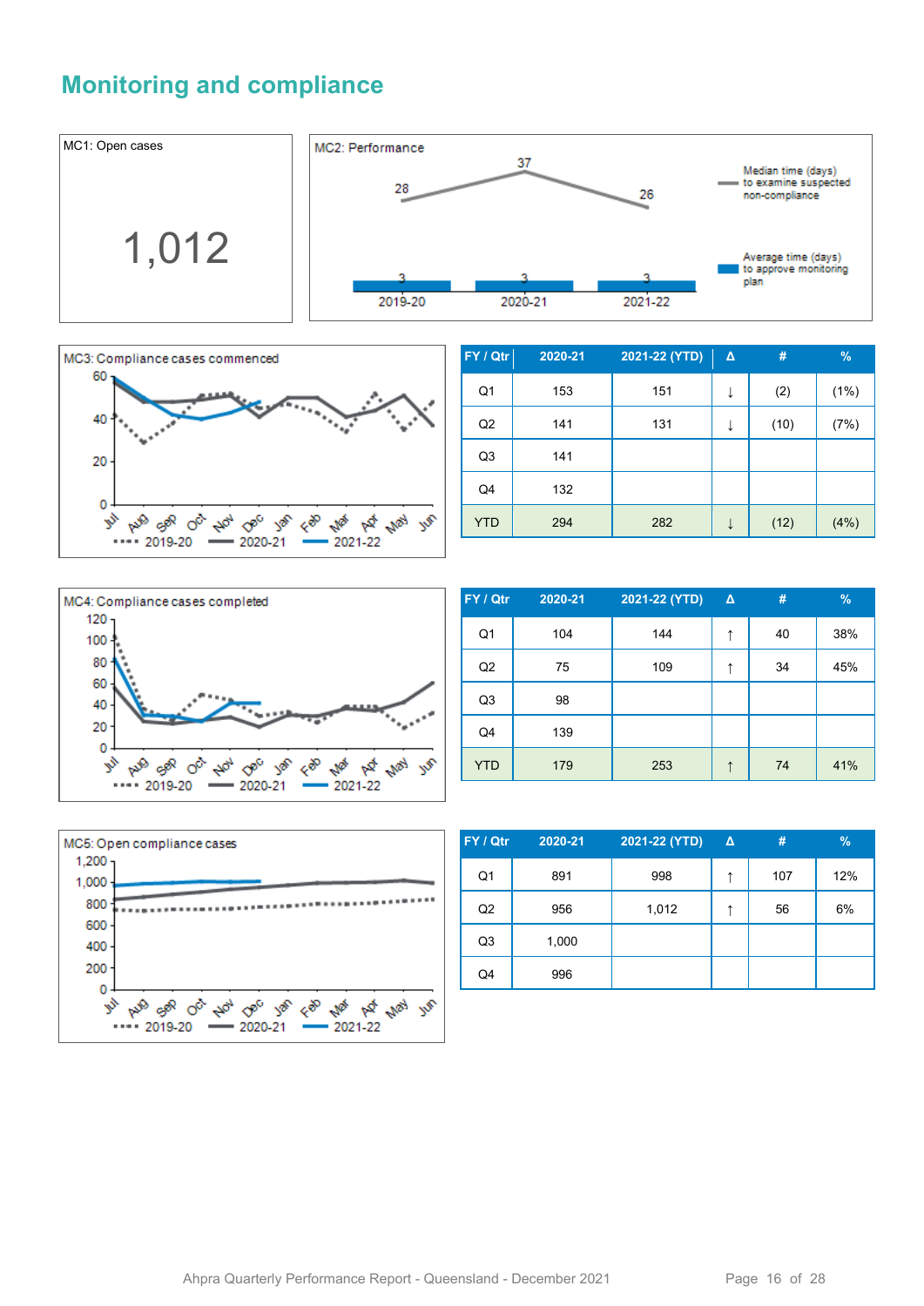## Monitoring and compliance

MC1: Open cases

1,012

MC2: Performance

| | 2019-20 | 2020-21 | 2021-22 |
|---|---|---|---|
| Median time (days) to examine suspected non-compliance | 28 | 37 | 26 |
| Average time (days) to approve monitoring plan | 3 | 3 | 3 |

MC3: Compliance cases commenced

| FY / Qtr | 2020-21 | 2021-22 (YTD) | Δ | # | % |
|---|---|---|---|---|---|
| Q1 | 153 | 151 | ↓ | (2) | (1%) |
| Q2 | 141 | 131 | ↓ | (10) | (7%) |
| Q3 | 141 | | | | |
| Q4 | 132 | | | | |
| YTD | 294 | 282 | ↓ | (12) | (4%) |

MC4: Compliance cases completed

| FY / Qtr | 2020-21 | 2021-22 (YTD) | Δ | # | % |
|---|---|---|---|---|---|
| Q1 | 104 | 144 | ↑ | 40 | 38% |
| Q2 | 75 | 109 | ↑ | 34 | 45% |
| Q3 | 98 | | | | |
| Q4 | 139 | | | | |
| YTD | 179 | 253 | ↑ | 74 | 41% |

MC5: Open compliance cases

| FY / Qtr | 2020-21 | 2021-22 (YTD) | Δ | # | % |
|---|---|---|---|---|---|
| Q1 | 891 | 998 | ↑ | 107 | 12% |
| Q2 | 956 | 1,012 | ↑ | 56 | 6% |
| Q3 | 1,000 | | | | |
| Q4 | 996 | | | | |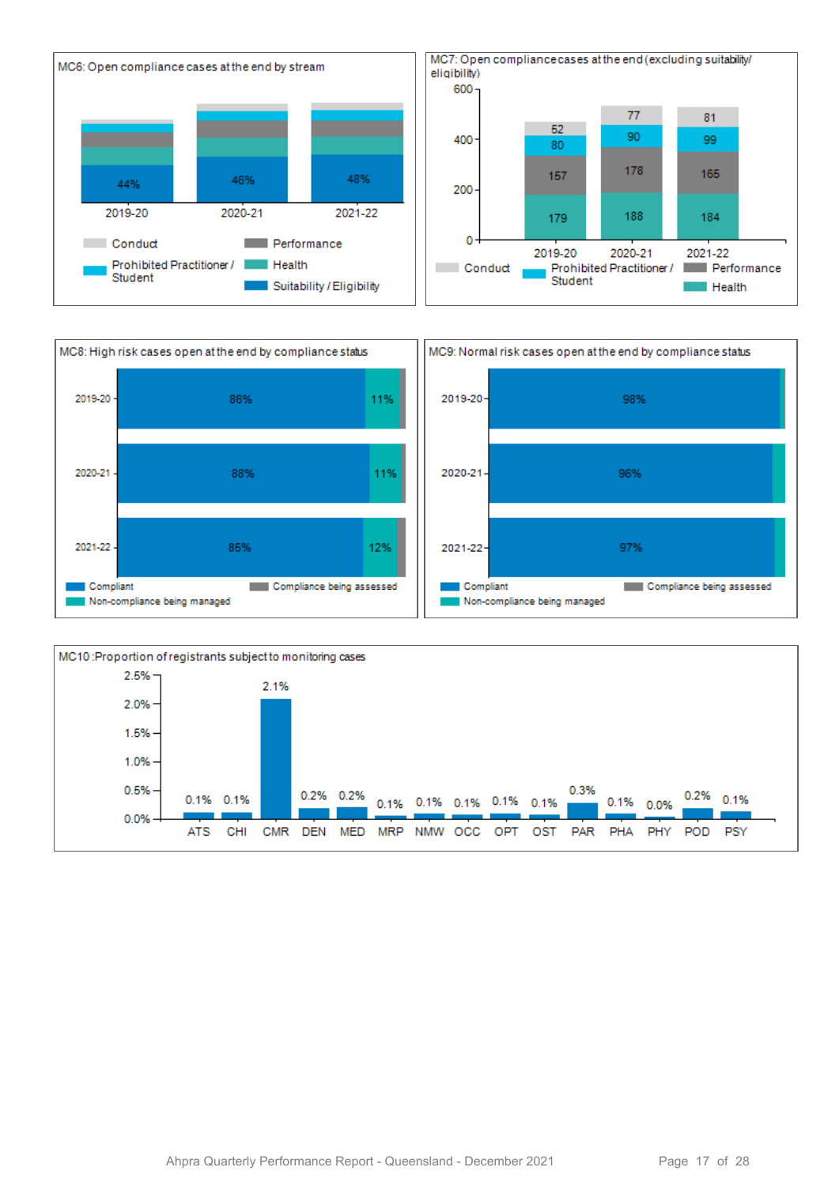MC6: Open compliance cases at the end by stream

| | 2019-20 | 2020-21 | 2021-22 |
|---|---|---|---|
| Suitability / Eligibility | 44% | 46% | 48% |

Legend: Conduct, Performance, Prohibited Practitioner / Student, Health, Suitability / Eligibility

MC7: Open compliance cases at the end (excluding suitability/ eligibility)

| | 2019-20 | 2020-21 | 2021-22 |
|---|---|---|---|
| Conduct | 52 | 77 | 81 |
| Prohibited Practitioner / Student | 80 | 90 | 99 |
| Performance | 157 | 178 | 165 |
| Health | 179 | 188 | 184 |

MC8: High risk cases open at the end by compliance status

| | Compliant | Non-compliance being managed |
|---|---|---|
| 2019-20 | 86% | 11% |
| 2020-21 | 88% | 11% |
| 2021-22 | 85% | 12% |

Legend: Compliant, Compliance being assessed, Non-compliance being managed

MC9: Normal risk cases open at the end by compliance status

| | Compliant |
|---|---|
| 2019-20 | 98% |
| 2020-21 | 96% |
| 2021-22 | 97% |

Legend: Compliant, Compliance being assessed, Non-compliance being managed

MC10: Proportion of registrants subject to monitoring cases

| ATS | CHI | CMR | DEN | MED | MRP | NMW | OCC | OPT | OST | PAR | PHA | PHY | POD | PSY |
|---|---|---|---|---|---|---|---|---|---|---|---|---|---|---|
| 0.1% | 0.1% | 2.1% | 0.2% | 0.2% | 0.1% | 0.1% | 0.1% | 0.1% | 0.1% | 0.3% | 0.1% | 0.0% | 0.2% | 0.1% |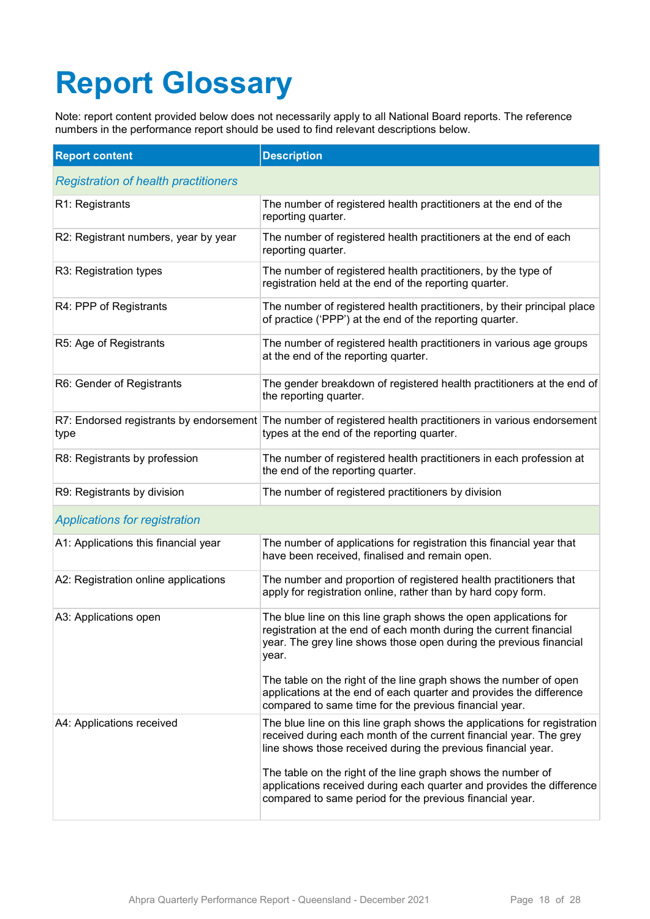# Report Glossary

Note: report content provided below does not necessarily apply to all National Board reports. The reference numbers in the performance report should be used to find relevant descriptions below.

| Report content | Description |
|---|---|
| *Registration of health practitioners* | |
| R1: Registrants | The number of registered health practitioners at the end of the reporting quarter. |
| R2: Registrant numbers, year by year | The number of registered health practitioners at the end of each reporting quarter. |
| R3: Registration types | The number of registered health practitioners, by the type of registration held at the end of the reporting quarter. |
| R4: PPP of Registrants | The number of registered health practitioners, by their principal place of practice ('PPP') at the end of the reporting quarter. |
| R5: Age of Registrants | The number of registered health practitioners in various age groups at the end of the reporting quarter. |
| R6: Gender of Registrants | The gender breakdown of registered health practitioners at the end of the reporting quarter. |
| R7: Endorsed registrants by endorsement type | The number of registered health practitioners in various endorsement types at the end of the reporting quarter. |
| R8: Registrants by profession | The number of registered health practitioners in each profession at the end of the reporting quarter. |
| R9: Registrants by division | The number of registered practitioners by division |
| *Applications for registration* | |
| A1: Applications this financial year | The number of applications for registration this financial year that have been received, finalised and remain open. |
| A2: Registration online applications | The number and proportion of registered health practitioners that apply for registration online, rather than by hard copy form. |
| A3: Applications open | The blue line on this line graph shows the open applications for registration at the end of each month during the current financial year. The grey line shows those open during the previous financial year.<br><br>The table on the right of the line graph shows the number of open applications at the end of each quarter and provides the difference compared to same time for the previous financial year. |
| A4: Applications received | The blue line on this line graph shows the applications for registration received during each month of the current financial year. The grey line shows those received during the previous financial year.<br><br>The table on the right of the line graph shows the number of applications received during each quarter and provides the difference compared to same period for the previous financial year. |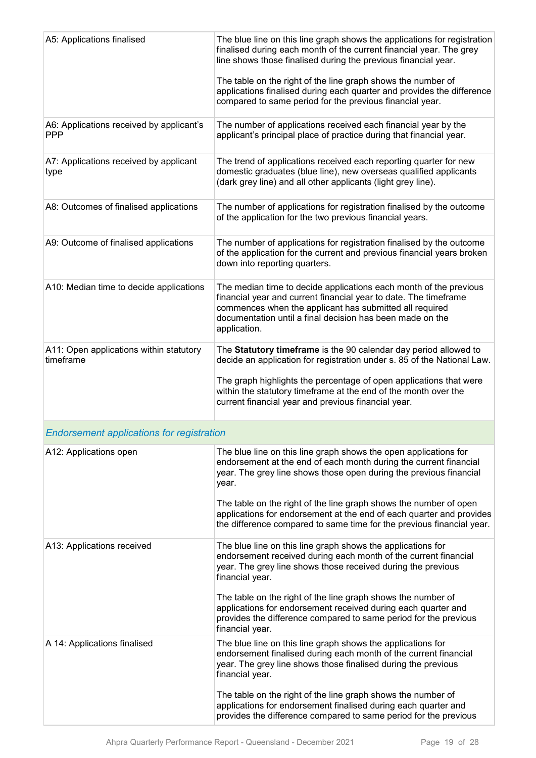| | |
|---|---|
| A5: Applications finalised | The blue line on this line graph shows the applications for registration finalised during each month of the current financial year. The grey line shows those finalised during the previous financial year.<br><br>The table on the right of the line graph shows the number of applications finalised during each quarter and provides the difference compared to same period for the previous financial year. |
| A6: Applications received by applicant's PPP | The number of applications received each financial year by the applicant's principal place of practice during that financial year. |
| A7: Applications received by applicant type | The trend of applications received each reporting quarter for new domestic graduates (blue line), new overseas qualified applicants (dark grey line) and all other applicants (light grey line). |
| A8: Outcomes of finalised applications | The number of applications for registration finalised by the outcome of the application for the two previous financial years. |
| A9: Outcome of finalised applications | The number of applications for registration finalised by the outcome of the application for the current and previous financial years broken down into reporting quarters. |
| A10: Median time to decide applications | The median time to decide applications each month of the previous financial year and current financial year to date. The timeframe commences when the applicant has submitted all required documentation until a final decision has been made on the application. |
| A11: Open applications within statutory timeframe | The **Statutory timeframe** is the 90 calendar day period allowed to decide an application for registration under s. 85 of the National Law.<br><br>The graph highlights the percentage of open applications that were within the statutory timeframe at the end of the month over the current financial year and previous financial year. |
| ***Endorsement applications for registration*** | |
| A12: Applications open | The blue line on this line graph shows the open applications for endorsement at the end of each month during the current financial year. The grey line shows those open during the previous financial year.<br><br>The table on the right of the line graph shows the number of open applications for endorsement at the end of each quarter and provides the difference compared to same time for the previous financial year. |
| A13: Applications received | The blue line on this line graph shows the applications for endorsement received during each month of the current financial year. The grey line shows those received during the previous financial year.<br><br>The table on the right of the line graph shows the number of applications for endorsement received during each quarter and provides the difference compared to same period for the previous financial year. |
| A 14: Applications finalised | The blue line on this line graph shows the applications for endorsement finalised during each month of the current financial year. The grey line shows those finalised during the previous financial year.<br><br>The table on the right of the line graph shows the number of applications for endorsement finalised during each quarter and provides the difference compared to same period for the previous |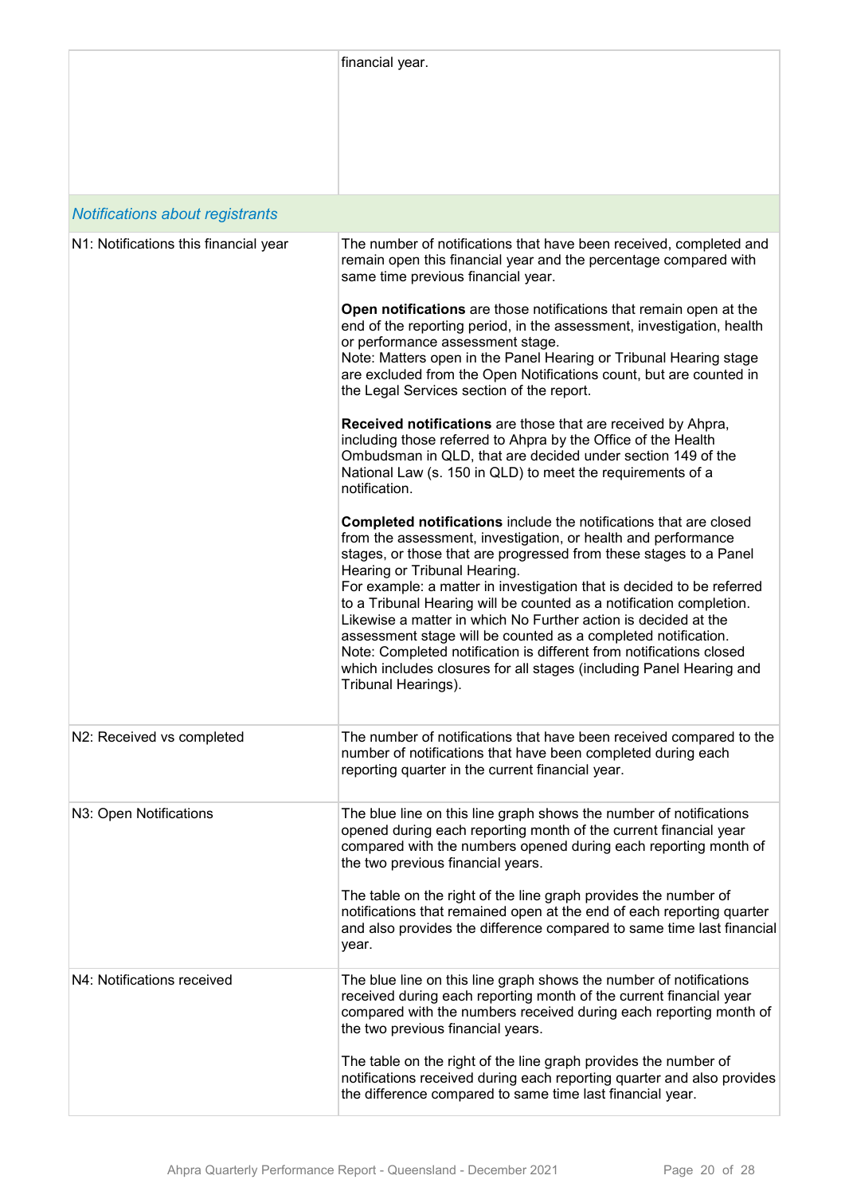| | |
|---|---|
| | financial year. |
| *Notifications about registrants* | |
| N1: Notifications this financial year | The number of notifications that have been received, completed and remain open this financial year and the percentage compared with same time previous financial year.<br><br>**Open notifications** are those notifications that remain open at the end of the reporting period, in the assessment, investigation, health or performance assessment stage.<br>Note: Matters open in the Panel Hearing or Tribunal Hearing stage are excluded from the Open Notifications count, but are counted in the Legal Services section of the report.<br><br>**Received notifications** are those that are received by Ahpra, including those referred to Ahpra by the Office of the Health Ombudsman in QLD, that are decided under section 149 of the National Law (s. 150 in QLD) to meet the requirements of a notification.<br><br>**Completed notifications** include the notifications that are closed from the assessment, investigation, or health and performance stages, or those that are progressed from these stages to a Panel Hearing or Tribunal Hearing.<br>For example: a matter in investigation that is decided to be referred to a Tribunal Hearing will be counted as a notification completion. Likewise a matter in which No Further action is decided at the assessment stage will be counted as a completed notification.<br>Note: Completed notification is different from notifications closed which includes closures for all stages (including Panel Hearing and Tribunal Hearings). |
| N2: Received vs completed | The number of notifications that have been received compared to the number of notifications that have been completed during each reporting quarter in the current financial year. |
| N3: Open Notifications | The blue line on this line graph shows the number of notifications opened during each reporting month of the current financial year compared with the numbers opened during each reporting month of the two previous financial years.<br><br>The table on the right of the line graph provides the number of notifications that remained open at the end of each reporting quarter and also provides the difference compared to same time last financial year. |
| N4: Notifications received | The blue line on this line graph shows the number of notifications received during each reporting month of the current financial year compared with the numbers received during each reporting month of the two previous financial years.<br><br>The table on the right of the line graph provides the number of notifications received during each reporting quarter and also provides the difference compared to same time last financial year. |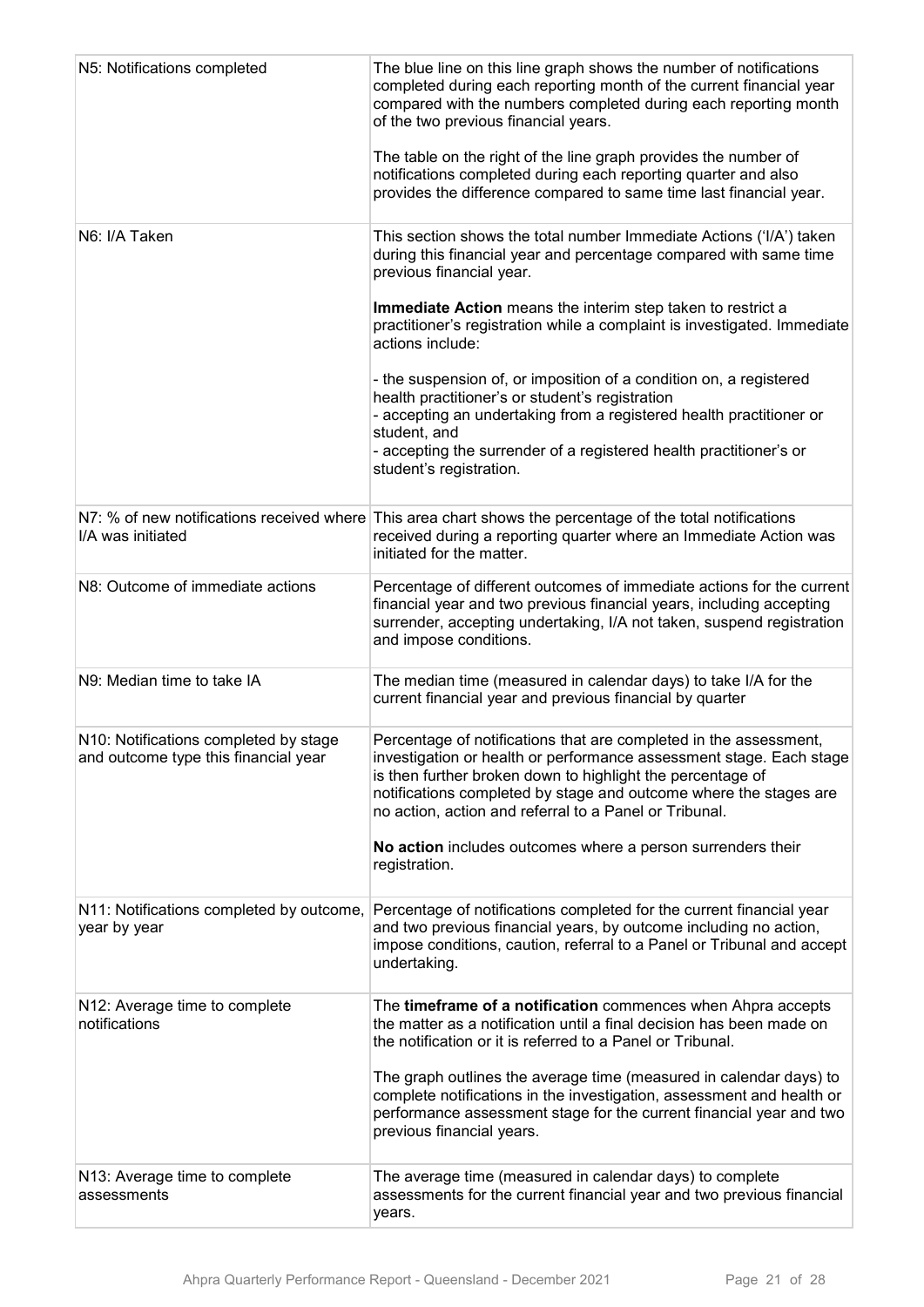| | |
|---|---|
| N5: Notifications completed | The blue line on this line graph shows the number of notifications completed during each reporting month of the current financial year compared with the numbers completed during each reporting month of the two previous financial years.<br><br>The table on the right of the line graph provides the number of notifications completed during each reporting quarter and also provides the difference compared to same time last financial year. |
| N6: I/A Taken | This section shows the total number Immediate Actions ('I/A') taken during this financial year and percentage compared with same time previous financial year.<br><br>**Immediate Action** means the interim step taken to restrict a practitioner's registration while a complaint is investigated. Immediate actions include:<br><br>- the suspension of, or imposition of a condition on, a registered health practitioner's or student's registration<br>- accepting an undertaking from a registered health practitioner or student, and<br>- accepting the surrender of a registered health practitioner's or student's registration. |
| N7: % of new notifications received where I/A was initiated | This area chart shows the percentage of the total notifications received during a reporting quarter where an Immediate Action was initiated for the matter. |
| N8: Outcome of immediate actions | Percentage of different outcomes of immediate actions for the current financial year and two previous financial years, including accepting surrender, accepting undertaking, I/A not taken, suspend registration and impose conditions. |
| N9: Median time to take IA | The median time (measured in calendar days) to take I/A for the current financial year and previous financial by quarter |
| N10: Notifications completed by stage and outcome type this financial year | Percentage of notifications that are completed in the assessment, investigation or health or performance assessment stage. Each stage is then further broken down to highlight the percentage of notifications completed by stage and outcome where the stages are no action, action and referral to a Panel or Tribunal.<br><br>**No action** includes outcomes where a person surrenders their registration. |
| N11: Notifications completed by outcome, year by year | Percentage of notifications completed for the current financial year and two previous financial years, by outcome including no action, impose conditions, caution, referral to a Panel or Tribunal and accept undertaking. |
| N12: Average time to complete notifications | The **timeframe of a notification** commences when Ahpra accepts the matter as a notification until a final decision has been made on the notification or it is referred to a Panel or Tribunal.<br><br>The graph outlines the average time (measured in calendar days) to complete notifications in the investigation, assessment and health or performance assessment stage for the current financial year and two previous financial years. |
| N13: Average time to complete assessments | The average time (measured in calendar days) to complete assessments for the current financial year and two previous financial years. |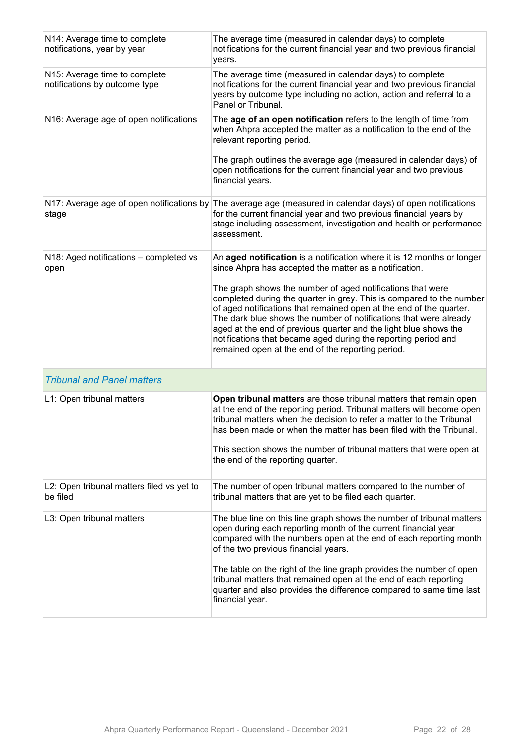| | |
|---|---|
| N14: Average time to complete notifications, year by year | The average time (measured in calendar days) to complete notifications for the current financial year and two previous financial years. |
| N15: Average time to complete notifications by outcome type | The average time (measured in calendar days) to complete notifications for the current financial year and two previous financial years by outcome type including no action, action and referral to a Panel or Tribunal. |
| N16: Average age of open notifications | The **age of an open notification** refers to the length of time from when Ahpra accepted the matter as a notification to the end of the relevant reporting period.<br><br>The graph outlines the average age (measured in calendar days) of open notifications for the current financial year and two previous financial years. |
| N17: Average age of open notifications by stage | The average age (measured in calendar days) of open notifications for the current financial year and two previous financial years by stage including assessment, investigation and health or performance assessment. |
| N18: Aged notifications – completed vs open | An **aged notification** is a notification where it is 12 months or longer since Ahpra has accepted the matter as a notification.<br><br>The graph shows the number of aged notifications that were completed during the quarter in grey. This is compared to the number of aged notifications that remained open at the end of the quarter. The dark blue shows the number of notifications that were already aged at the end of previous quarter and the light blue shows the notifications that became aged during the reporting period and remained open at the end of the reporting period. |
| *Tribunal and Panel matters* | |
| L1: Open tribunal matters | **Open tribunal matters** are those tribunal matters that remain open at the end of the reporting period. Tribunal matters will become open tribunal matters when the decision to refer a matter to the Tribunal has been made or when the matter has been filed with the Tribunal.<br><br>This section shows the number of tribunal matters that were open at the end of the reporting quarter. |
| L2: Open tribunal matters filed vs yet to be filed | The number of open tribunal matters compared to the number of tribunal matters that are yet to be filed each quarter. |
| L3: Open tribunal matters | The blue line on this line graph shows the number of tribunal matters open during each reporting month of the current financial year compared with the numbers open at the end of each reporting month of the two previous financial years.<br><br>The table on the right of the line graph provides the number of open tribunal matters that remained open at the end of each reporting quarter and also provides the difference compared to same time last financial year. |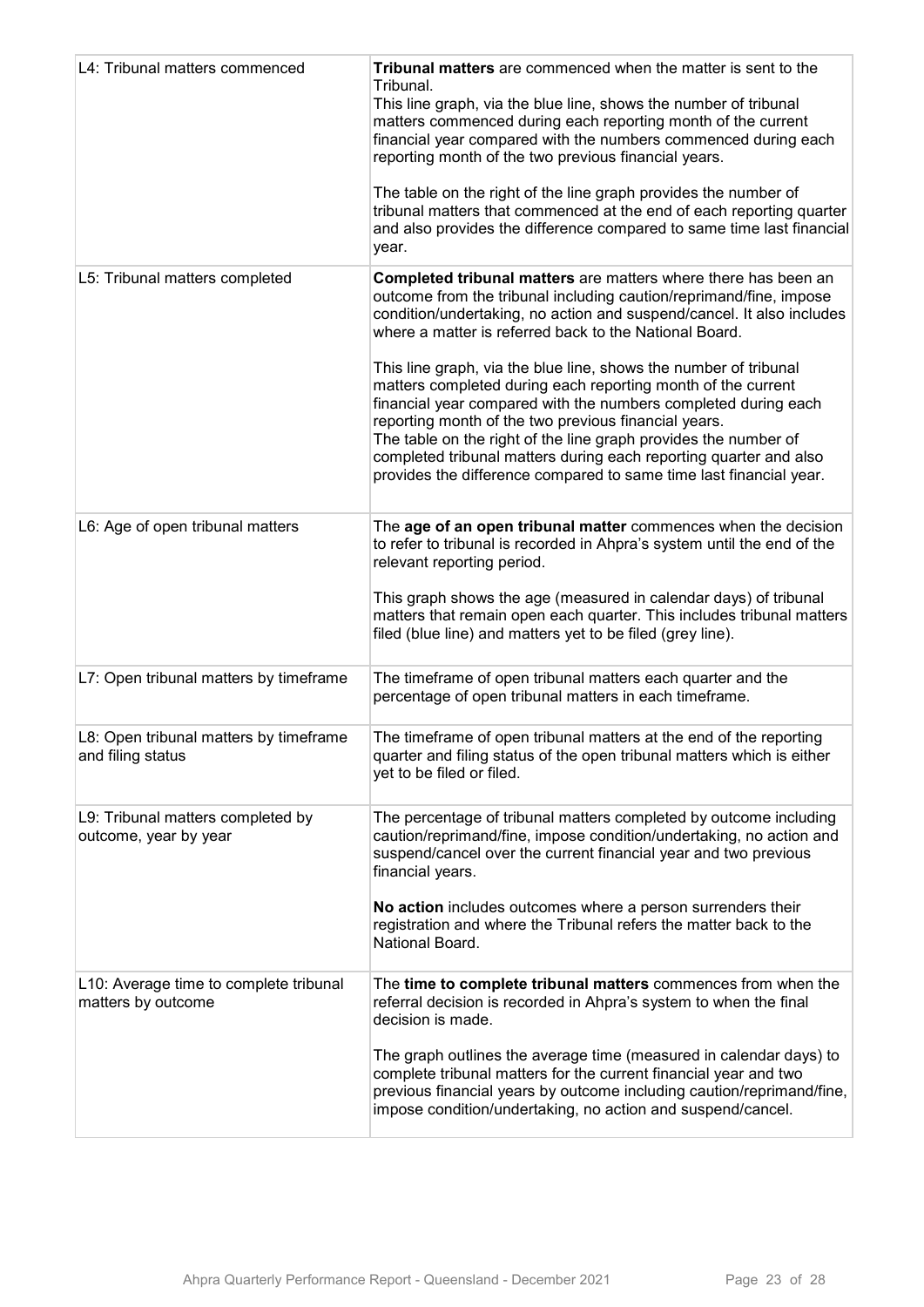| | |
|---|---|
| L4: Tribunal matters commenced | **Tribunal matters** are commenced when the matter is sent to the Tribunal.<br>This line graph, via the blue line, shows the number of tribunal matters commenced during each reporting month of the current financial year compared with the numbers commenced during each reporting month of the two previous financial years.<br><br>The table on the right of the line graph provides the number of tribunal matters that commenced at the end of each reporting quarter and also provides the difference compared to same time last financial year. |
| L5: Tribunal matters completed | **Completed tribunal matters** are matters where there has been an outcome from the tribunal including caution/reprimand/fine, impose condition/undertaking, no action and suspend/cancel. It also includes where a matter is referred back to the National Board.<br><br>This line graph, via the blue line, shows the number of tribunal matters completed during each reporting month of the current financial year compared with the numbers completed during each reporting month of the two previous financial years.<br>The table on the right of the line graph provides the number of completed tribunal matters during each reporting quarter and also provides the difference compared to same time last financial year. |
| L6: Age of open tribunal matters | The **age of an open tribunal matter** commences when the decision to refer to tribunal is recorded in Ahpra's system until the end of the relevant reporting period.<br><br>This graph shows the age (measured in calendar days) of tribunal matters that remain open each quarter. This includes tribunal matters filed (blue line) and matters yet to be filed (grey line). |
| L7: Open tribunal matters by timeframe | The timeframe of open tribunal matters each quarter and the percentage of open tribunal matters in each timeframe. |
| L8: Open tribunal matters by timeframe and filing status | The timeframe of open tribunal matters at the end of the reporting quarter and filing status of the open tribunal matters which is either yet to be filed or filed. |
| L9: Tribunal matters completed by outcome, year by year | The percentage of tribunal matters completed by outcome including caution/reprimand/fine, impose condition/undertaking, no action and suspend/cancel over the current financial year and two previous financial years.<br><br>**No action** includes outcomes where a person surrenders their registration and where the Tribunal refers the matter back to the National Board. |
| L10: Average time to complete tribunal matters by outcome | The **time to complete tribunal matters** commences from when the referral decision is recorded in Ahpra's system to when the final decision is made.<br><br>The graph outlines the average time (measured in calendar days) to complete tribunal matters for the current financial year and two previous financial years by outcome including caution/reprimand/fine, impose condition/undertaking, no action and suspend/cancel. |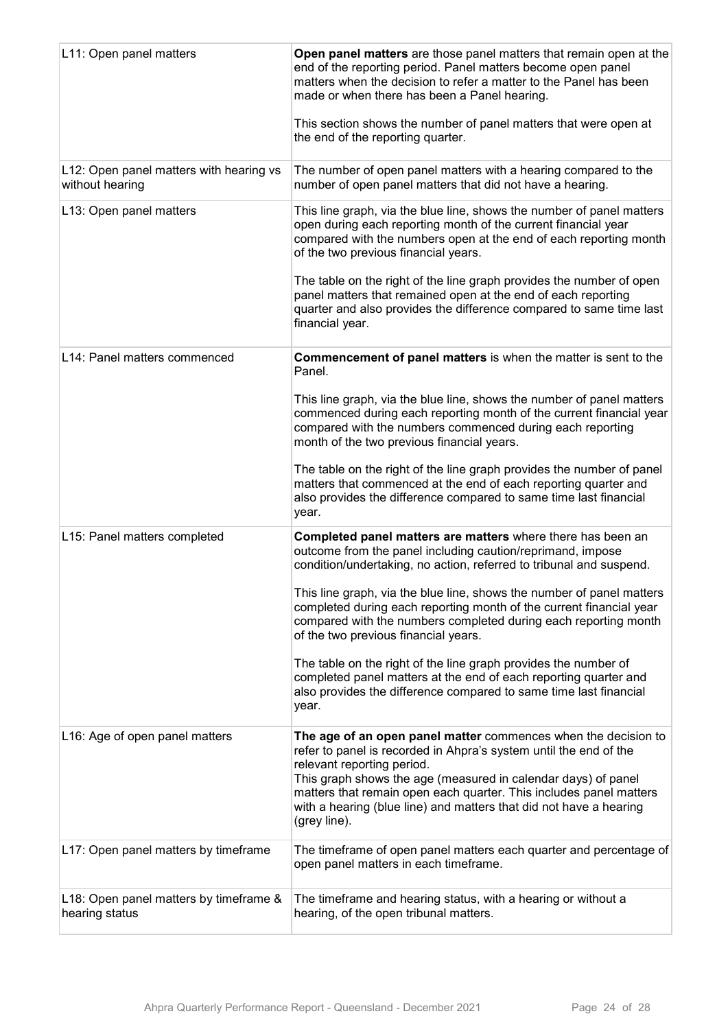| | |
|---|---|
| L11: Open panel matters | **Open panel matters** are those panel matters that remain open at the end of the reporting period. Panel matters become open panel matters when the decision to refer a matter to the Panel has been made or when there has been a Panel hearing.<br><br>This section shows the number of panel matters that were open at the end of the reporting quarter. |
| L12: Open panel matters with hearing vs without hearing | The number of open panel matters with a hearing compared to the number of open panel matters that did not have a hearing. |
| L13: Open panel matters | This line graph, via the blue line, shows the number of panel matters open during each reporting month of the current financial year compared with the numbers open at the end of each reporting month of the two previous financial years.<br><br>The table on the right of the line graph provides the number of open panel matters that remained open at the end of each reporting quarter and also provides the difference compared to same time last financial year. |
| L14: Panel matters commenced | **Commencement of panel matters** is when the matter is sent to the Panel.<br><br>This line graph, via the blue line, shows the number of panel matters commenced during each reporting month of the current financial year compared with the numbers commenced during each reporting month of the two previous financial years.<br><br>The table on the right of the line graph provides the number of panel matters that commenced at the end of each reporting quarter and also provides the difference compared to same time last financial year. |
| L15: Panel matters completed | **Completed panel matters are matters** where there has been an outcome from the panel including caution/reprimand, impose condition/undertaking, no action, referred to tribunal and suspend.<br><br>This line graph, via the blue line, shows the number of panel matters completed during each reporting month of the current financial year compared with the numbers completed during each reporting month of the two previous financial years.<br><br>The table on the right of the line graph provides the number of completed panel matters at the end of each reporting quarter and also provides the difference compared to same time last financial year. |
| L16: Age of open panel matters | **The age of an open panel matter** commences when the decision to refer to panel is recorded in Ahpra's system until the end of the relevant reporting period.<br>This graph shows the age (measured in calendar days) of panel matters that remain open each quarter. This includes panel matters with a hearing (blue line) and matters that did not have a hearing (grey line). |
| L17: Open panel matters by timeframe | The timeframe of open panel matters each quarter and percentage of open panel matters in each timeframe. |
| L18: Open panel matters by timeframe & hearing status | The timeframe and hearing status, with a hearing or without a hearing, of the open tribunal matters. |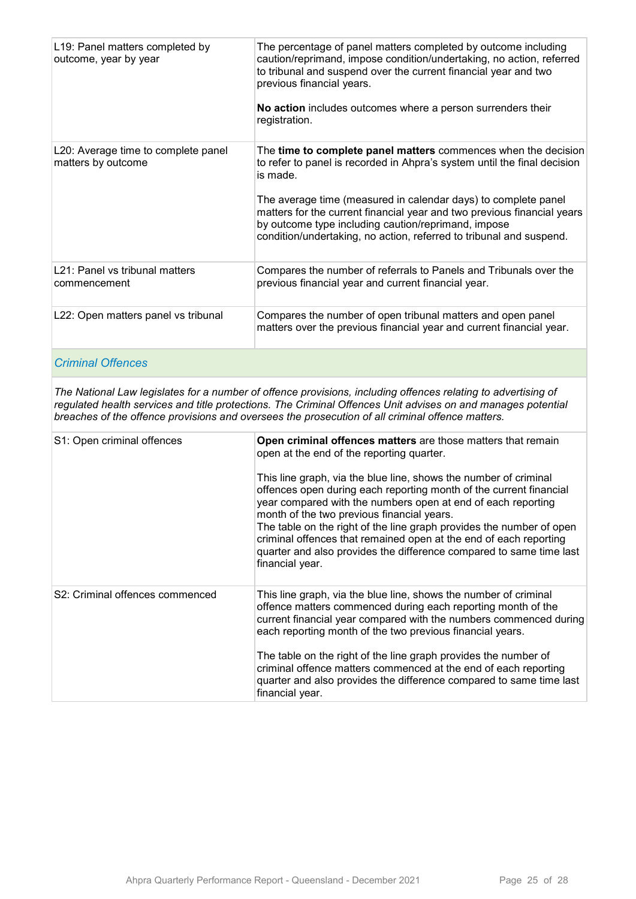| | |
|---|---|
| L19: Panel matters completed by outcome, year by year | The percentage of panel matters completed by outcome including caution/reprimand, impose condition/undertaking, no action, referred to tribunal and suspend over the current financial year and two previous financial years.<br><br>**No action** includes outcomes where a person surrenders their registration. |
| L20: Average time to complete panel matters by outcome | The **time to complete panel matters** commences when the decision to refer to panel is recorded in Ahpra's system until the final decision is made.<br><br>The average time (measured in calendar days) to complete panel matters for the current financial year and two previous financial years by outcome type including caution/reprimand, impose condition/undertaking, no action, referred to tribunal and suspend. |
| L21: Panel vs tribunal matters commencement | Compares the number of referrals to Panels and Tribunals over the previous financial year and current financial year. |
| L22: Open matters panel vs tribunal | Compares the number of open tribunal matters and open panel matters over the previous financial year and current financial year. |

### *Criminal Offences*

*The National Law legislates for a number of offence provisions, including offences relating to advertising of regulated health services and title protections. The Criminal Offences Unit advises on and manages potential breaches of the offence provisions and oversees the prosecution of all criminal offence matters.*

| | |
|---|---|
| S1: Open criminal offences | **Open criminal offences matters** are those matters that remain open at the end of the reporting quarter.<br><br>This line graph, via the blue line, shows the number of criminal offences open during each reporting month of the current financial year compared with the numbers open at end of each reporting month of the two previous financial years.<br>The table on the right of the line graph provides the number of open criminal offences that remained open at the end of each reporting quarter and also provides the difference compared to same time last financial year. |
| S2: Criminal offences commenced | This line graph, via the blue line, shows the number of criminal offence matters commenced during each reporting month of the current financial year compared with the numbers commenced during each reporting month of the two previous financial years.<br><br>The table on the right of the line graph provides the number of criminal offence matters commenced at the end of each reporting quarter and also provides the difference compared to same time last financial year. |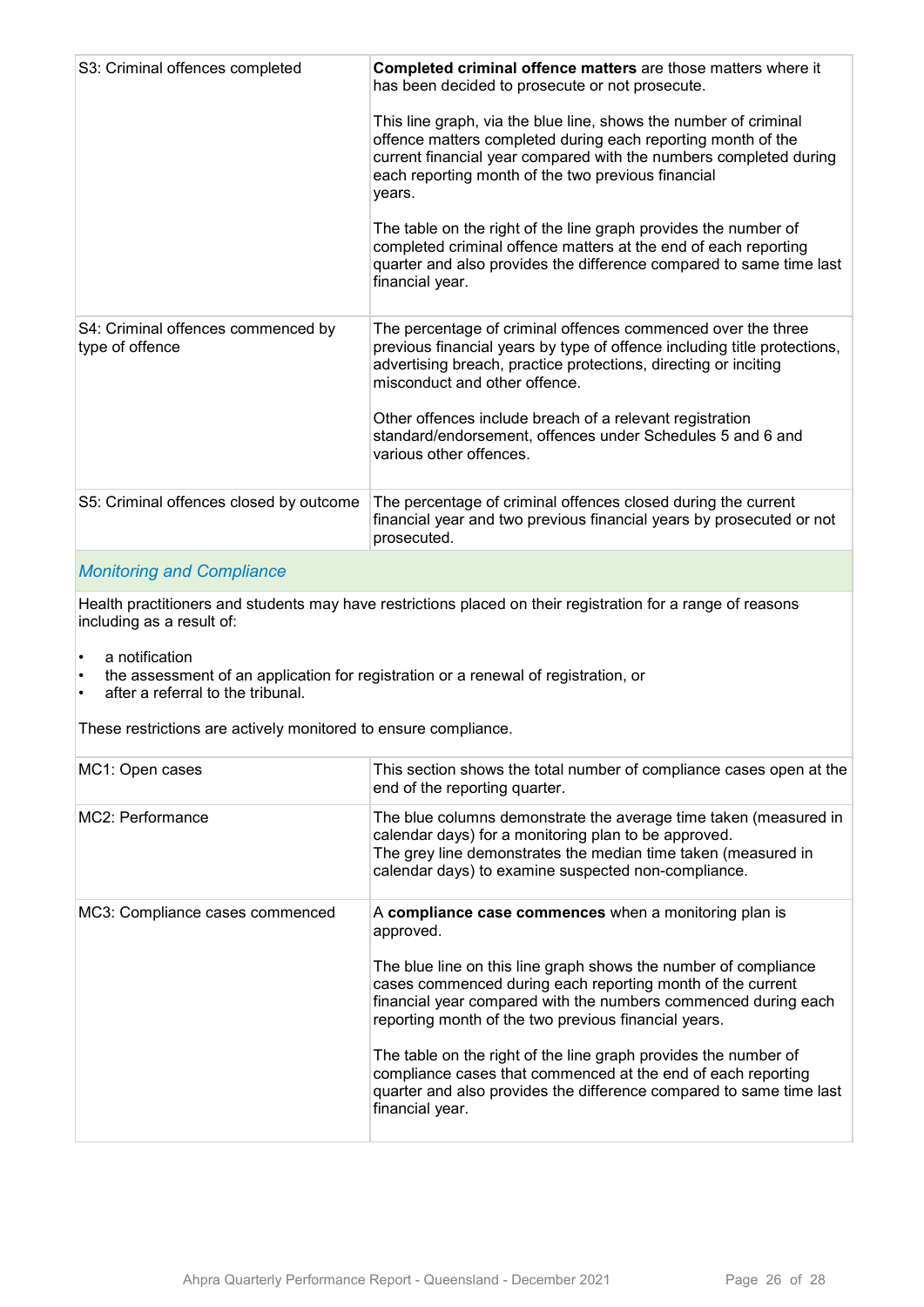| | |
|---|---|
| S3: Criminal offences completed | **Completed criminal offence matters** are those matters where it has been decided to prosecute or not prosecute.<br><br>This line graph, via the blue line, shows the number of criminal offence matters completed during each reporting month of the current financial year compared with the numbers completed during each reporting month of the two previous financial years.<br><br>The table on the right of the line graph provides the number of completed criminal offence matters at the end of each reporting quarter and also provides the difference compared to same time last financial year. |
| S4: Criminal offences commenced by type of offence | The percentage of criminal offences commenced over the three previous financial years by type of offence including title protections, advertising breach, practice protections, directing or inciting misconduct and other offence.<br><br>Other offences include breach of a relevant registration standard/endorsement, offences under Schedules 5 and 6 and various other offences. |
| S5: Criminal offences closed by outcome | The percentage of criminal offences closed during the current financial year and two previous financial years by prosecuted or not prosecuted. |

### *Monitoring and Compliance*

Health practitioners and students may have restrictions placed on their registration for a range of reasons including as a result of:

- a notification
- the assessment of an application for registration or a renewal of registration, or
- after a referral to the tribunal.

These restrictions are actively monitored to ensure compliance.

| | |
|---|---|
| MC1: Open cases | This section shows the total number of compliance cases open at the end of the reporting quarter. |
| MC2: Performance | The blue columns demonstrate the average time taken (measured in calendar days) for a monitoring plan to be approved.<br>The grey line demonstrates the median time taken (measured in calendar days) to examine suspected non-compliance. |
| MC3: Compliance cases commenced | A **compliance case commences** when a monitoring plan is approved.<br><br>The blue line on this line graph shows the number of compliance cases commenced during each reporting month of the current financial year compared with the numbers commenced during each reporting month of the two previous financial years.<br><br>The table on the right of the line graph provides the number of compliance cases that commenced at the end of each reporting quarter and also provides the difference compared to same time last financial year. |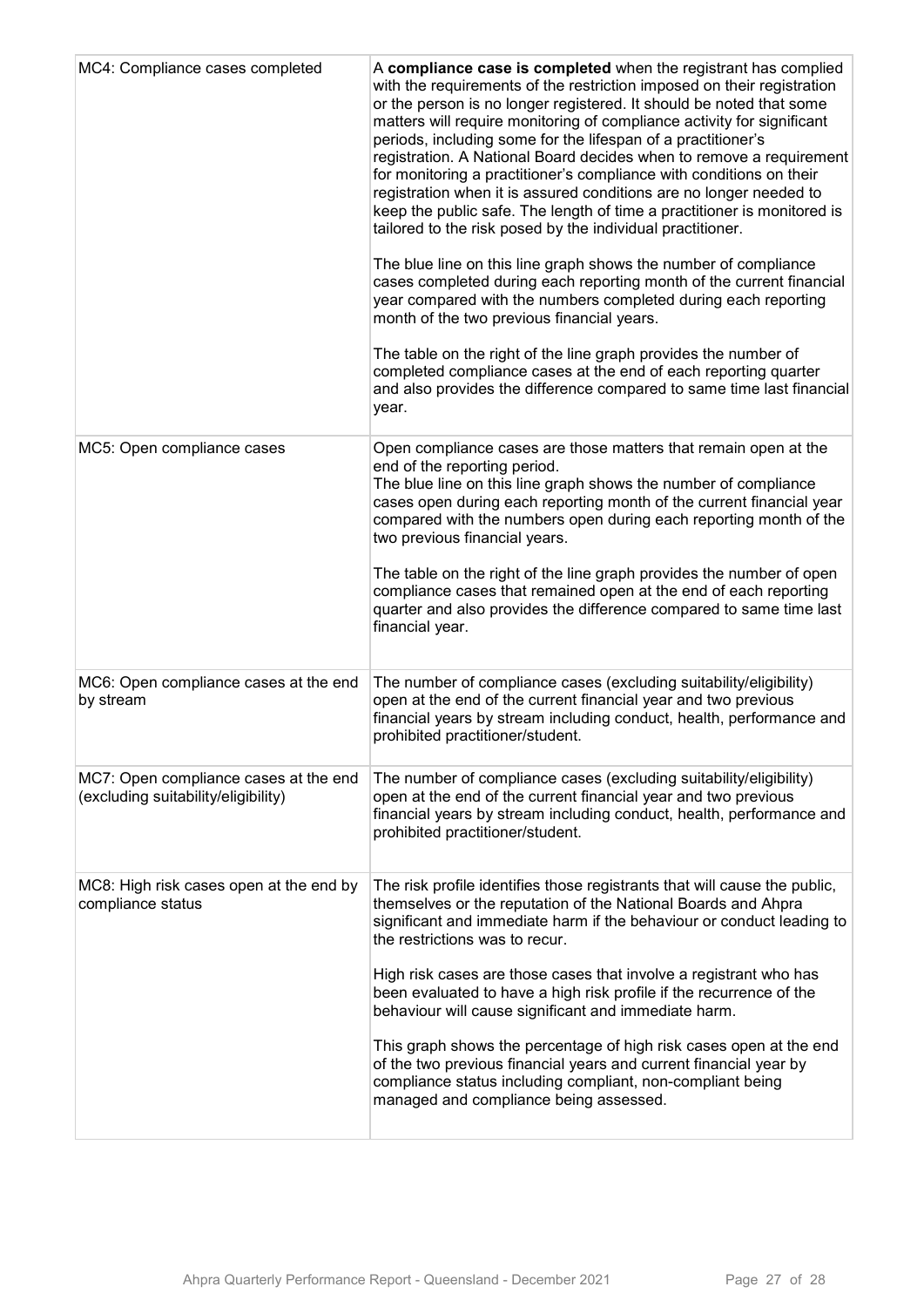| | |
|---|---|
| MC4: Compliance cases completed | A **compliance case is completed** when the registrant has complied with the requirements of the restriction imposed on their registration or the person is no longer registered. It should be noted that some matters will require monitoring of compliance activity for significant periods, including some for the lifespan of a practitioner's registration. A National Board decides when to remove a requirement for monitoring a practitioner's compliance with conditions on their registration when it is assured conditions are no longer needed to keep the public safe. The length of time a practitioner is monitored is tailored to the risk posed by the individual practitioner.<br><br>The blue line on this line graph shows the number of compliance cases completed during each reporting month of the current financial year compared with the numbers completed during each reporting month of the two previous financial years.<br><br>The table on the right of the line graph provides the number of completed compliance cases at the end of each reporting quarter and also provides the difference compared to same time last financial year. |
| MC5: Open compliance cases | Open compliance cases are those matters that remain open at the end of the reporting period.<br>The blue line on this line graph shows the number of compliance cases open during each reporting month of the current financial year compared with the numbers open during each reporting month of the two previous financial years.<br><br>The table on the right of the line graph provides the number of open compliance cases that remained open at the end of each reporting quarter and also provides the difference compared to same time last financial year. |
| MC6: Open compliance cases at the end by stream | The number of compliance cases (excluding suitability/eligibility) open at the end of the current financial year and two previous financial years by stream including conduct, health, performance and prohibited practitioner/student. |
| MC7: Open compliance cases at the end (excluding suitability/eligibility) | The number of compliance cases (excluding suitability/eligibility) open at the end of the current financial year and two previous financial years by stream including conduct, health, performance and prohibited practitioner/student. |
| MC8: High risk cases open at the end by compliance status | The risk profile identifies those registrants that will cause the public, themselves or the reputation of the National Boards and Ahpra significant and immediate harm if the behaviour or conduct leading to the restrictions was to recur.<br><br>High risk cases are those cases that involve a registrant who has been evaluated to have a high risk profile if the recurrence of the behaviour will cause significant and immediate harm.<br><br>This graph shows the percentage of high risk cases open at the end of the two previous financial years and current financial year by compliance status including compliant, non-compliant being managed and compliance being assessed. |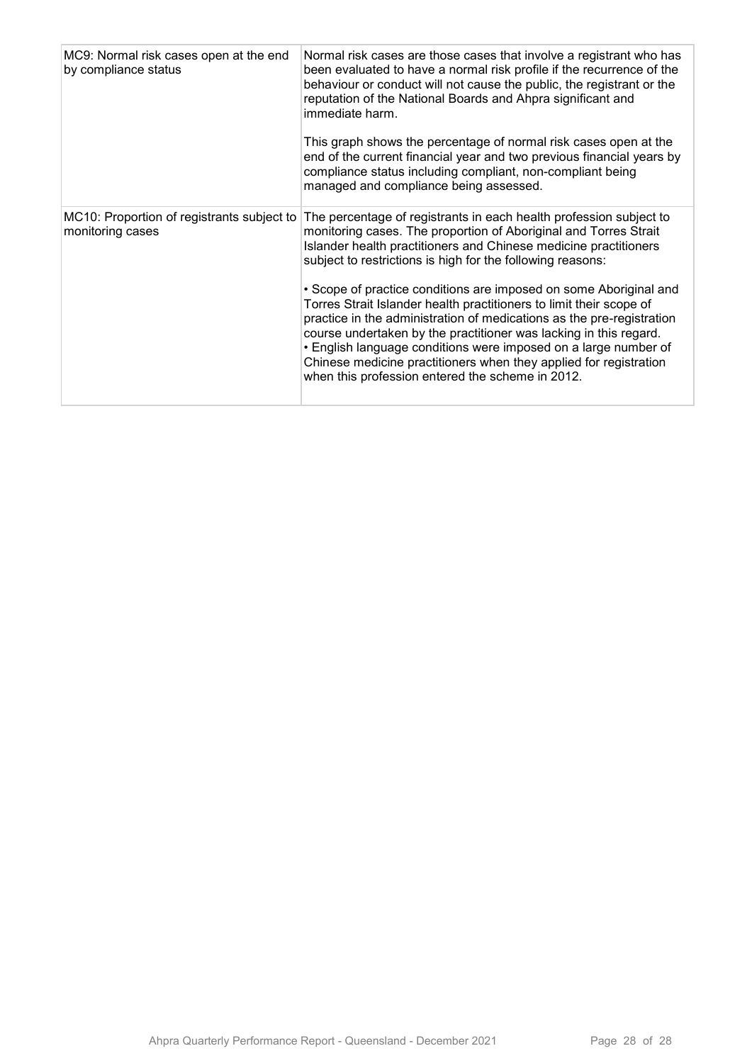| | |
|---|---|
| MC9: Normal risk cases open at the end by compliance status | Normal risk cases are those cases that involve a registrant who has been evaluated to have a normal risk profile if the recurrence of the behaviour or conduct will not cause the public, the registrant or the reputation of the National Boards and Ahpra significant and immediate harm.<br><br>This graph shows the percentage of normal risk cases open at the end of the current financial year and two previous financial years by compliance status including compliant, non-compliant being managed and compliance being assessed. |
| MC10: Proportion of registrants subject to monitoring cases | The percentage of registrants in each health profession subject to monitoring cases. The proportion of Aboriginal and Torres Strait Islander health practitioners and Chinese medicine practitioners subject to restrictions is high for the following reasons:<br><br>• Scope of practice conditions are imposed on some Aboriginal and Torres Strait Islander health practitioners to limit their scope of practice in the administration of medications as the pre-registration course undertaken by the practitioner was lacking in this regard.<br>• English language conditions were imposed on a large number of Chinese medicine practitioners when they applied for registration when this profession entered the scheme in 2012. |